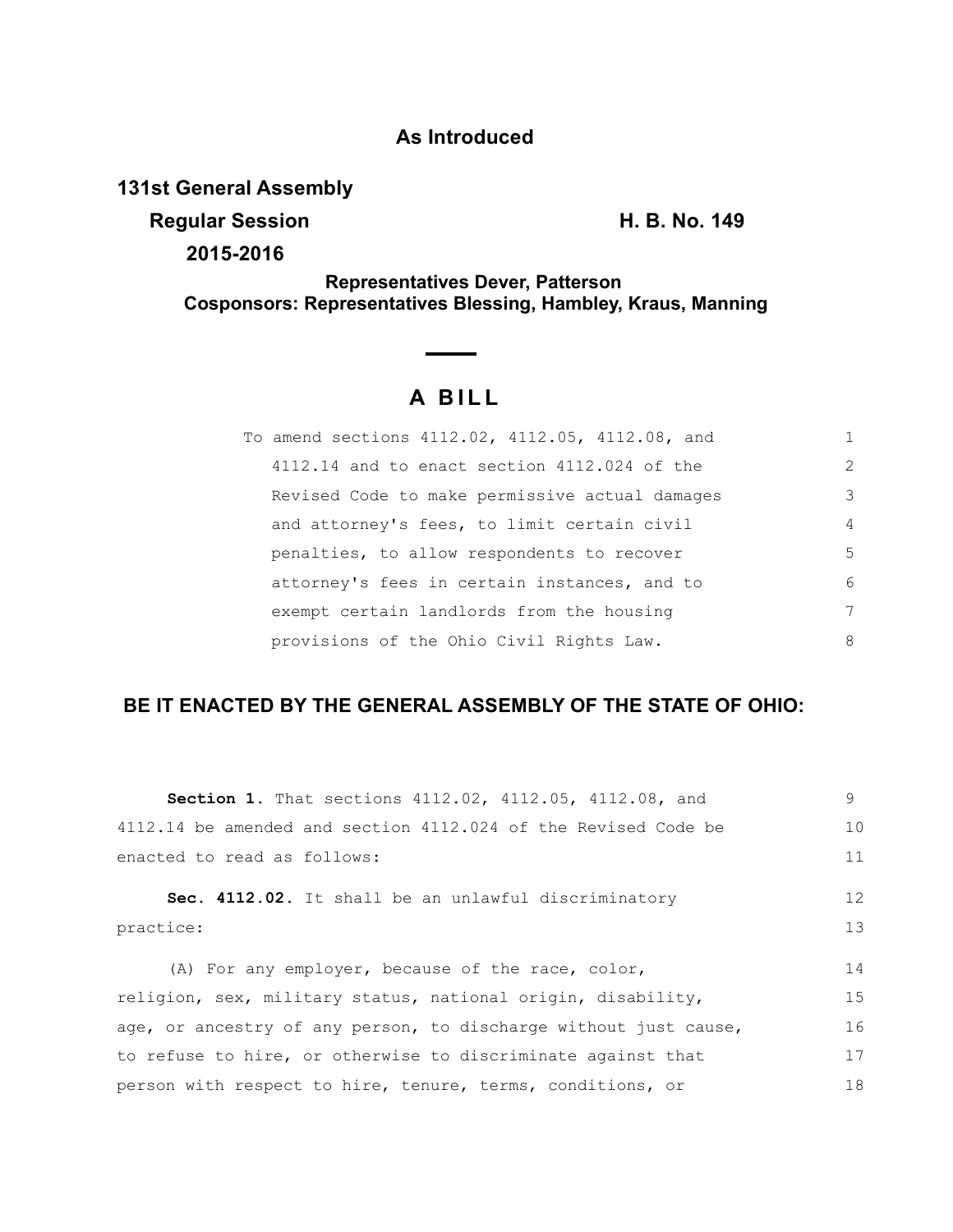## As Introduced

**131st General Assembly**

**Regular Session** **H. B. No. 149**

**2015-2016**

**Representatives Dever, Patterson**

**Cosponsors: Representatives Blessing, Hambley, Kraus, Manning**

# A BILL

To amend sections 4112.02, 4112.05, 4112.08, and 4112.14 and to enact section 4112.024 of the Revised Code to make permissive actual damages and attorney's fees, to limit certain civil penalties, to allow respondents to recover attorney's fees in certain instances, and to exempt certain landlords from the housing provisions of the Ohio Civil Rights Law.

**BE IT ENACTED BY THE GENERAL ASSEMBLY OF THE STATE OF OHIO:**

**Section 1.** That sections 4112.02, 4112.05, 4112.08, and 4112.14 be amended and section 4112.024 of the Revised Code be enacted to read as follows:

**Sec. 4112.02.** It shall be an unlawful discriminatory practice:

(A) For any employer, because of the race, color, religion, sex, military status, national origin, disability, age, or ancestry of any person, to discharge without just cause, to refuse to hire, or otherwise to discriminate against that person with respect to hire, tenure, terms, conditions, or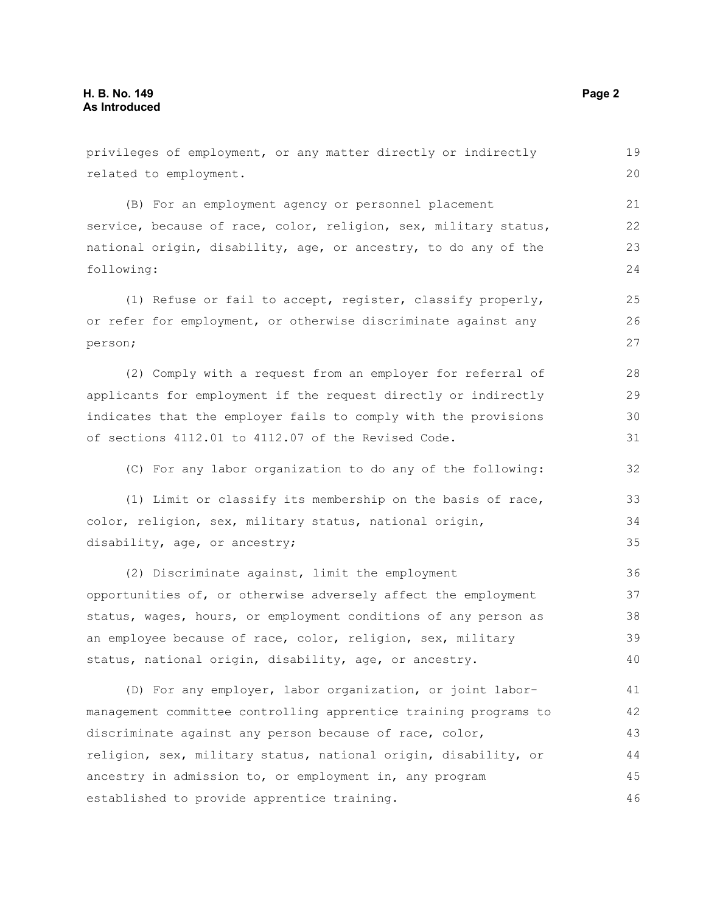privileges of employment, or any matter directly or indirectly related to employment.

(B) For an employment agency or personnel placement service, because of race, color, religion, sex, military status, national origin, disability, age, or ancestry, to do any of the following:

(1) Refuse or fail to accept, register, classify properly, or refer for employment, or otherwise discriminate against any person;

(2) Comply with a request from an employer for referral of applicants for employment if the request directly or indirectly indicates that the employer fails to comply with the provisions of sections 4112.01 to 4112.07 of the Revised Code.

(C) For any labor organization to do any of the following:

(1) Limit or classify its membership on the basis of race, color, religion, sex, military status, national origin, disability, age, or ancestry;

(2) Discriminate against, limit the employment opportunities of, or otherwise adversely affect the employment status, wages, hours, or employment conditions of any person as an employee because of race, color, religion, sex, military status, national origin, disability, age, or ancestry.

(D) For any employer, labor organization, or joint labor-management committee controlling apprentice training programs to discriminate against any person because of race, color, religion, sex, military status, national origin, disability, or ancestry in admission to, or employment in, any program established to provide apprentice training.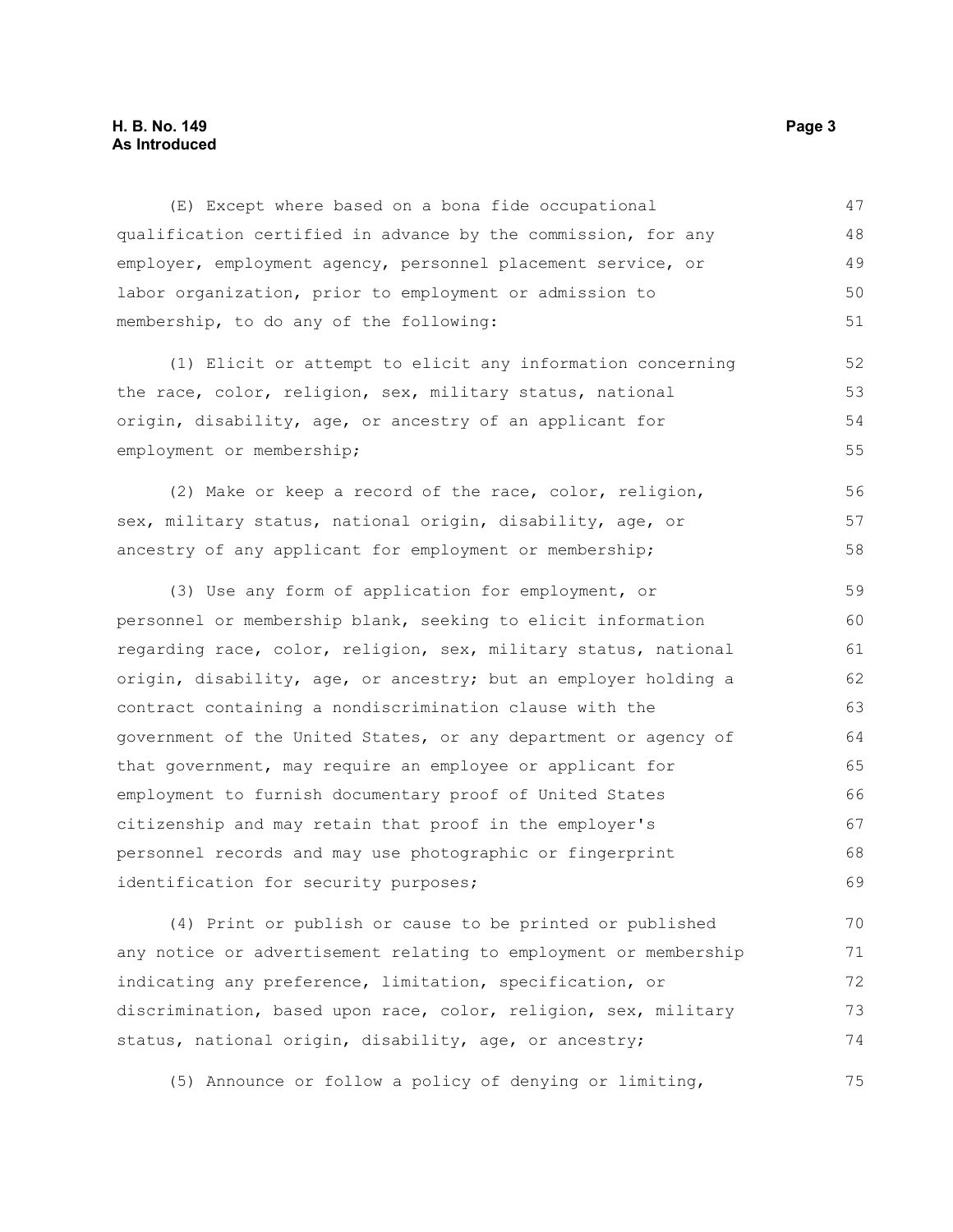(E) Except where based on a bona fide occupational qualification certified in advance by the commission, for any employer, employment agency, personnel placement service, or labor organization, prior to employment or admission to membership, to do any of the following:

(1) Elicit or attempt to elicit any information concerning the race, color, religion, sex, military status, national origin, disability, age, or ancestry of an applicant for employment or membership;

(2) Make or keep a record of the race, color, religion, sex, military status, national origin, disability, age, or ancestry of any applicant for employment or membership;

(3) Use any form of application for employment, or personnel or membership blank, seeking to elicit information regarding race, color, religion, sex, military status, national origin, disability, age, or ancestry; but an employer holding a contract containing a nondiscrimination clause with the government of the United States, or any department or agency of that government, may require an employee or applicant for employment to furnish documentary proof of United States citizenship and may retain that proof in the employer's personnel records and may use photographic or fingerprint identification for security purposes;

(4) Print or publish or cause to be printed or published any notice or advertisement relating to employment or membership indicating any preference, limitation, specification, or discrimination, based upon race, color, religion, sex, military status, national origin, disability, age, or ancestry;

(5) Announce or follow a policy of denying or limiting,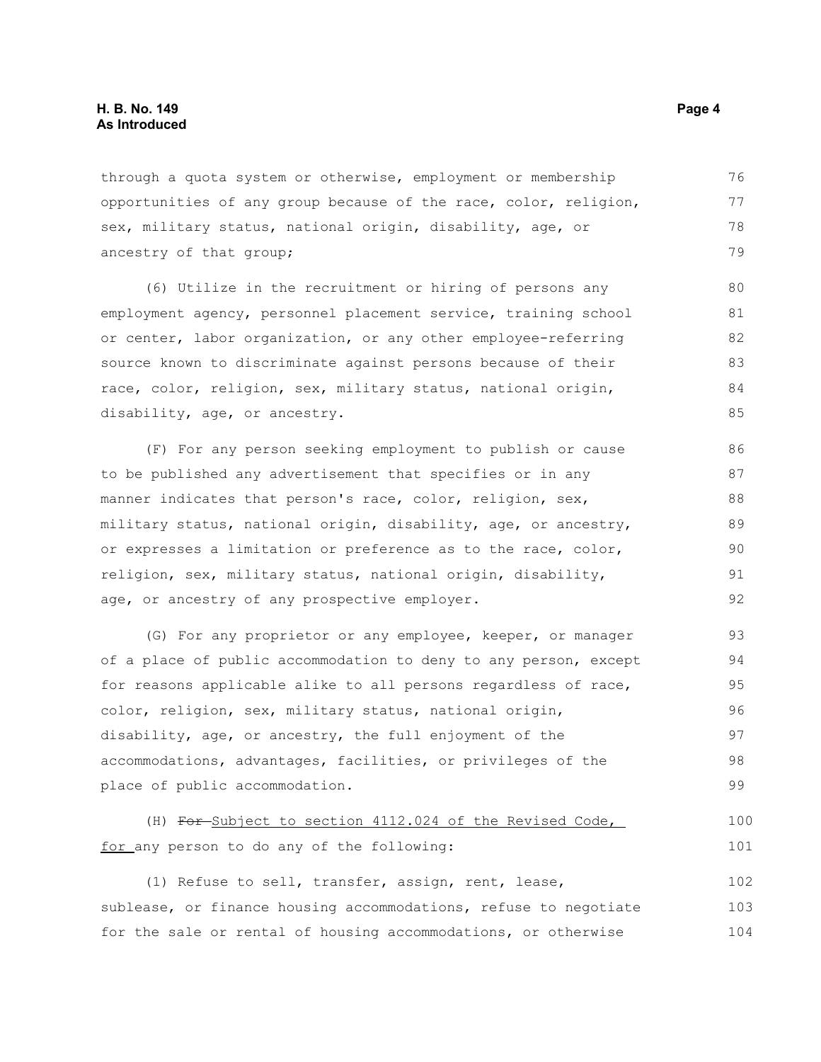through a quota system or otherwise, employment or membership opportunities of any group because of the race, color, religion, sex, military status, national origin, disability, age, or ancestry of that group;

(6) Utilize in the recruitment or hiring of persons any employment agency, personnel placement service, training school or center, labor organization, or any other employee-referring source known to discriminate against persons because of their race, color, religion, sex, military status, national origin, disability, age, or ancestry.

(F) For any person seeking employment to publish or cause to be published any advertisement that specifies or in any manner indicates that person's race, color, religion, sex, military status, national origin, disability, age, or ancestry, or expresses a limitation or preference as to the race, color, religion, sex, military status, national origin, disability, age, or ancestry of any prospective employer.

(G) For any proprietor or any employee, keeper, or manager of a place of public accommodation to deny to any person, except for reasons applicable alike to all persons regardless of race, color, religion, sex, military status, national origin, disability, age, or ancestry, the full enjoyment of the accommodations, advantages, facilities, or privileges of the place of public accommodation.

(H) ~~For~~ Subject to section 4112.024 of the Revised Code, for any person to do any of the following:

(1) Refuse to sell, transfer, assign, rent, lease, sublease, or finance housing accommodations, refuse to negotiate for the sale or rental of housing accommodations, or otherwise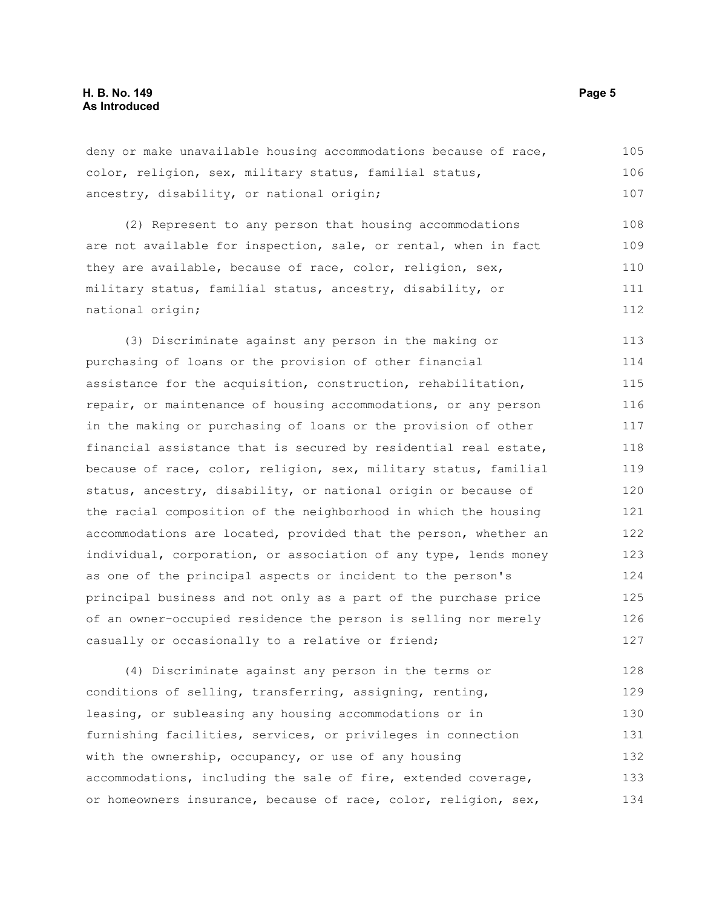deny or make unavailable housing accommodations because of race, color, religion, sex, military status, familial status, ancestry, disability, or national origin;

(2) Represent to any person that housing accommodations are not available for inspection, sale, or rental, when in fact they are available, because of race, color, religion, sex, military status, familial status, ancestry, disability, or national origin;

(3) Discriminate against any person in the making or purchasing of loans or the provision of other financial assistance for the acquisition, construction, rehabilitation, repair, or maintenance of housing accommodations, or any person in the making or purchasing of loans or the provision of other financial assistance that is secured by residential real estate, because of race, color, religion, sex, military status, familial status, ancestry, disability, or national origin or because of the racial composition of the neighborhood in which the housing accommodations are located, provided that the person, whether an individual, corporation, or association of any type, lends money as one of the principal aspects or incident to the person's principal business and not only as a part of the purchase price of an owner-occupied residence the person is selling nor merely casually or occasionally to a relative or friend;

(4) Discriminate against any person in the terms or conditions of selling, transferring, assigning, renting, leasing, or subleasing any housing accommodations or in furnishing facilities, services, or privileges in connection with the ownership, occupancy, or use of any housing accommodations, including the sale of fire, extended coverage, or homeowners insurance, because of race, color, religion, sex,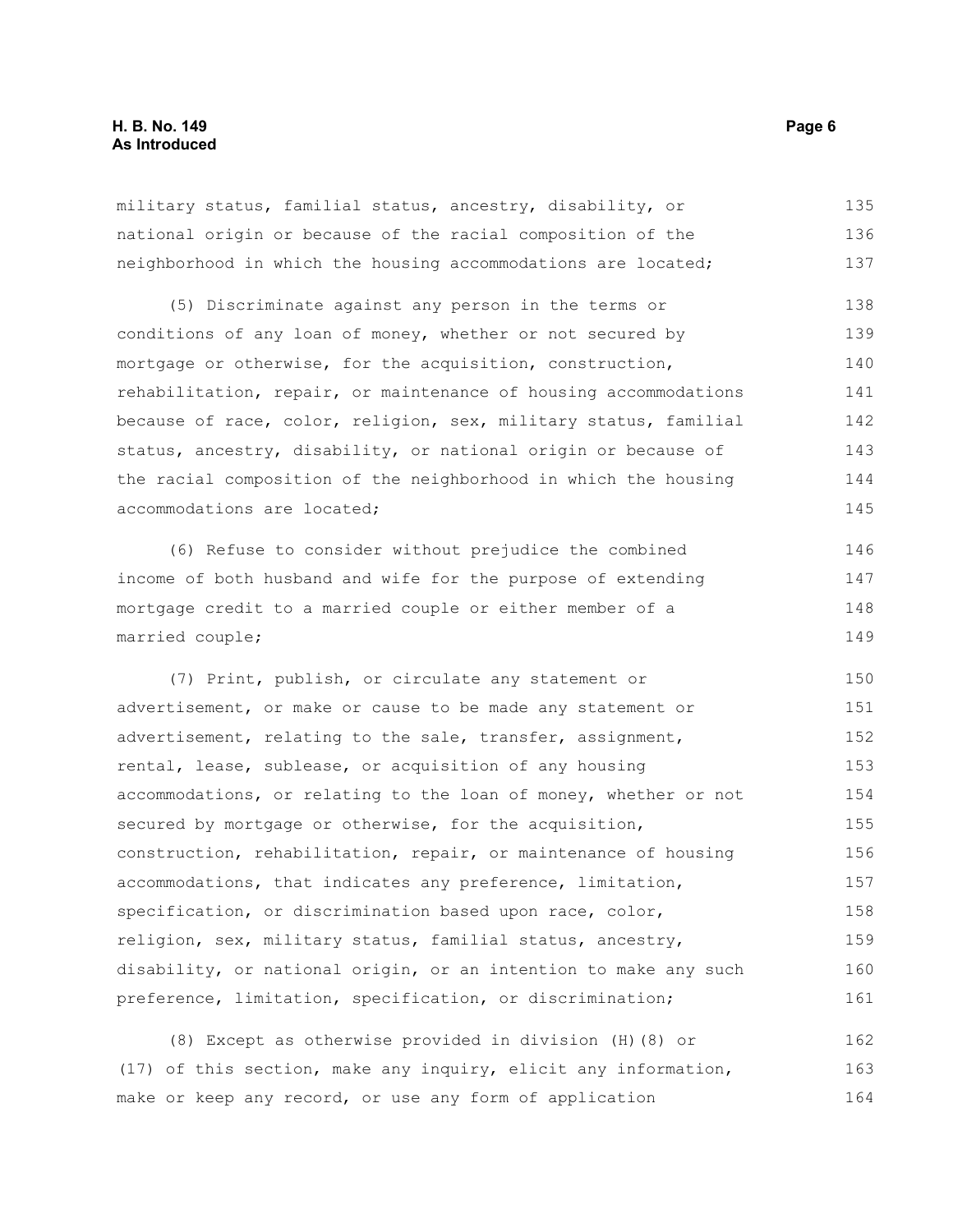military status, familial status, ancestry, disability, or national origin or because of the racial composition of the neighborhood in which the housing accommodations are located;

(5) Discriminate against any person in the terms or conditions of any loan of money, whether or not secured by mortgage or otherwise, for the acquisition, construction, rehabilitation, repair, or maintenance of housing accommodations because of race, color, religion, sex, military status, familial status, ancestry, disability, or national origin or because of the racial composition of the neighborhood in which the housing accommodations are located;

(6) Refuse to consider without prejudice the combined income of both husband and wife for the purpose of extending mortgage credit to a married couple or either member of a married couple;

(7) Print, publish, or circulate any statement or advertisement, or make or cause to be made any statement or advertisement, relating to the sale, transfer, assignment, rental, lease, sublease, or acquisition of any housing accommodations, or relating to the loan of money, whether or not secured by mortgage or otherwise, for the acquisition, construction, rehabilitation, repair, or maintenance of housing accommodations, that indicates any preference, limitation, specification, or discrimination based upon race, color, religion, sex, military status, familial status, ancestry, disability, or national origin, or an intention to make any such preference, limitation, specification, or discrimination;

(8) Except as otherwise provided in division (H)(8) or (17) of this section, make any inquiry, elicit any information, make or keep any record, or use any form of application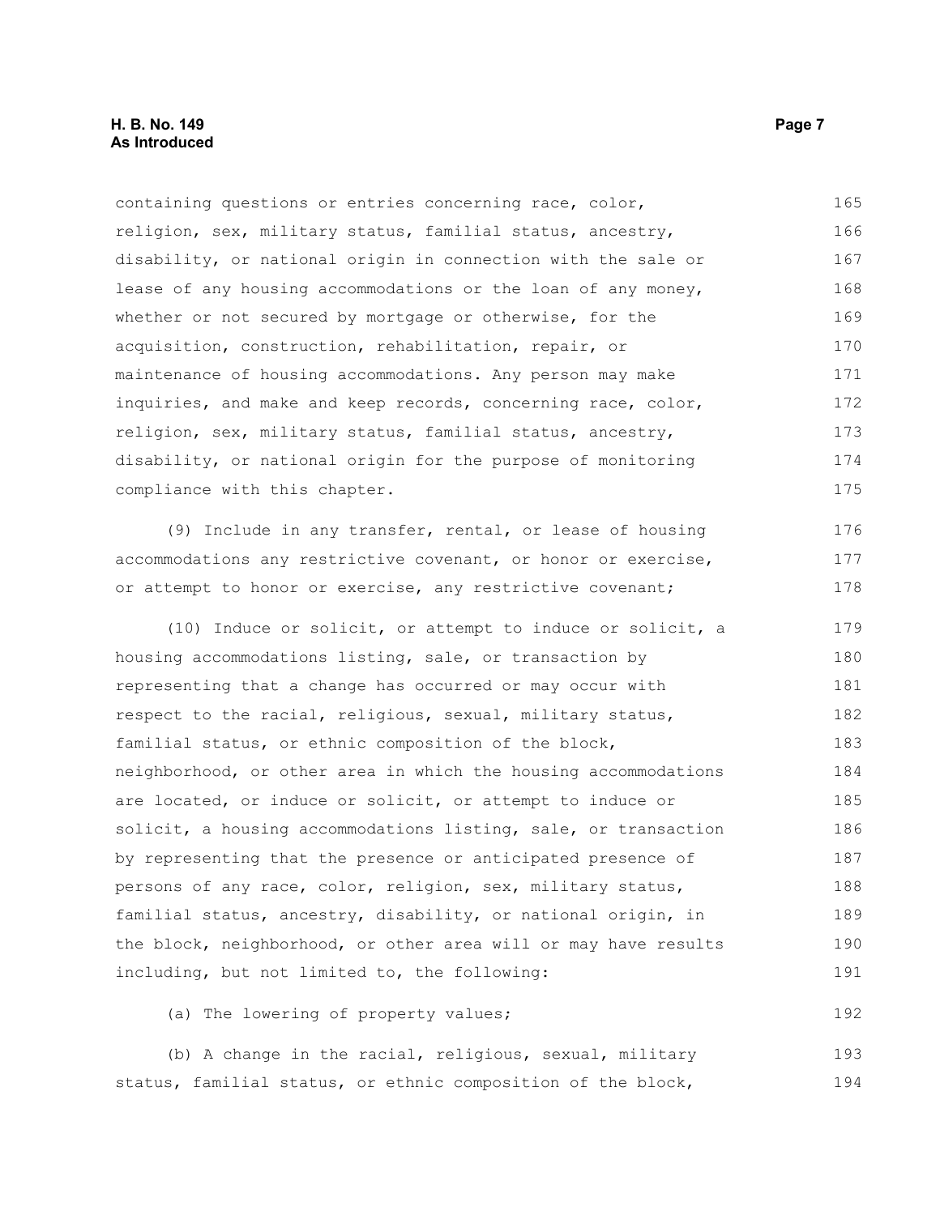containing questions or entries concerning race, color, religion, sex, military status, familial status, ancestry, disability, or national origin in connection with the sale or lease of any housing accommodations or the loan of any money, whether or not secured by mortgage or otherwise, for the acquisition, construction, rehabilitation, repair, or maintenance of housing accommodations. Any person may make inquiries, and make and keep records, concerning race, color, religion, sex, military status, familial status, ancestry, disability, or national origin for the purpose of monitoring compliance with this chapter.

(9) Include in any transfer, rental, or lease of housing accommodations any restrictive covenant, or honor or exercise, or attempt to honor or exercise, any restrictive covenant;

(10) Induce or solicit, or attempt to induce or solicit, a housing accommodations listing, sale, or transaction by representing that a change has occurred or may occur with respect to the racial, religious, sexual, military status, familial status, or ethnic composition of the block, neighborhood, or other area in which the housing accommodations are located, or induce or solicit, or attempt to induce or solicit, a housing accommodations listing, sale, or transaction by representing that the presence or anticipated presence of persons of any race, color, religion, sex, military status, familial status, ancestry, disability, or national origin, in the block, neighborhood, or other area will or may have results including, but not limited to, the following:

(a) The lowering of property values;

(b) A change in the racial, religious, sexual, military status, familial status, or ethnic composition of the block,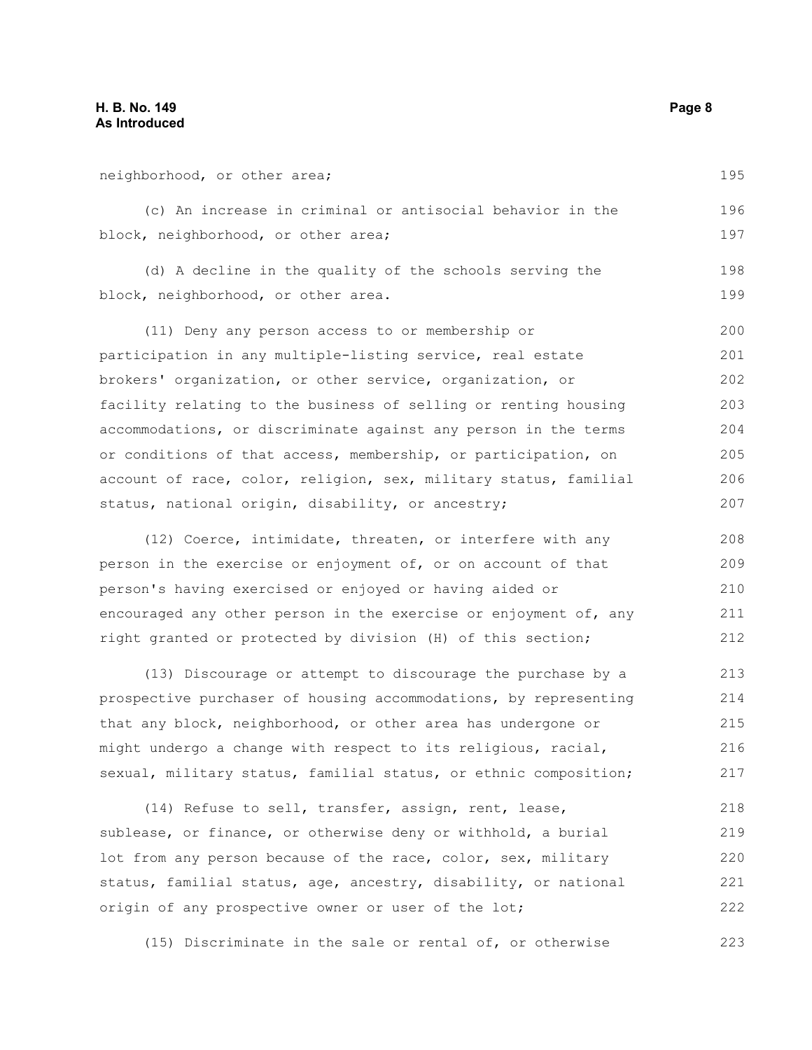neighborhood, or other area;

(c) An increase in criminal or antisocial behavior in the block, neighborhood, or other area;

(d) A decline in the quality of the schools serving the block, neighborhood, or other area.

(11) Deny any person access to or membership or participation in any multiple-listing service, real estate brokers' organization, or other service, organization, or facility relating to the business of selling or renting housing accommodations, or discriminate against any person in the terms or conditions of that access, membership, or participation, on account of race, color, religion, sex, military status, familial status, national origin, disability, or ancestry;

(12) Coerce, intimidate, threaten, or interfere with any person in the exercise or enjoyment of, or on account of that person's having exercised or enjoyed or having aided or encouraged any other person in the exercise or enjoyment of, any right granted or protected by division (H) of this section;

(13) Discourage or attempt to discourage the purchase by a prospective purchaser of housing accommodations, by representing that any block, neighborhood, or other area has undergone or might undergo a change with respect to its religious, racial, sexual, military status, familial status, or ethnic composition;

(14) Refuse to sell, transfer, assign, rent, lease, sublease, or finance, or otherwise deny or withhold, a burial lot from any person because of the race, color, sex, military status, familial status, age, ancestry, disability, or national origin of any prospective owner or user of the lot;

(15) Discriminate in the sale or rental of, or otherwise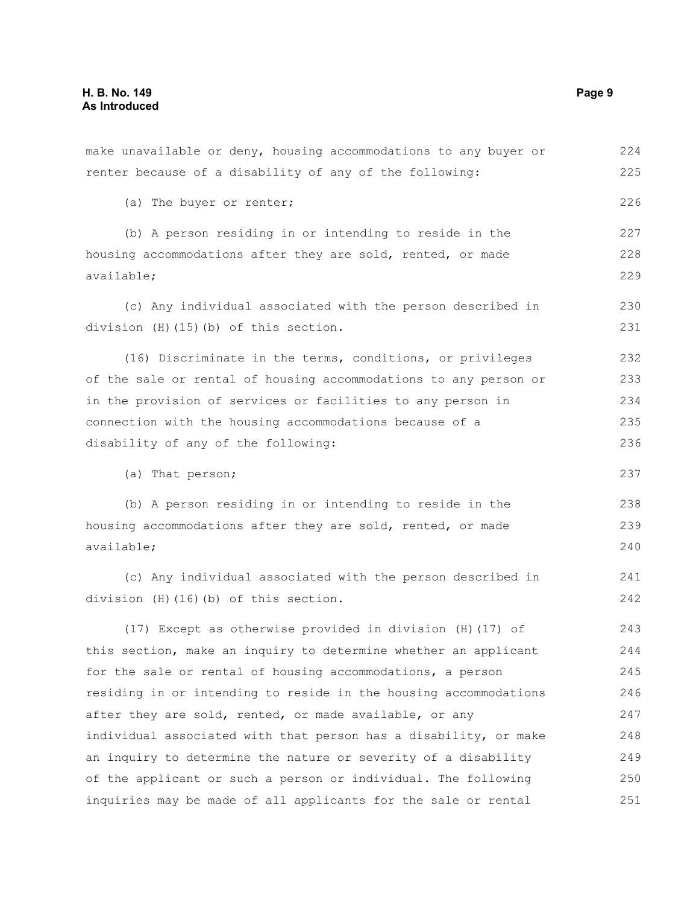make unavailable or deny, housing accommodations to any buyer or renter because of a disability of any of the following:

(a) The buyer or renter;

(b) A person residing in or intending to reside in the housing accommodations after they are sold, rented, or made available;

(c) Any individual associated with the person described in division (H)(15)(b) of this section.

(16) Discriminate in the terms, conditions, or privileges of the sale or rental of housing accommodations to any person or in the provision of services or facilities to any person in connection with the housing accommodations because of a disability of any of the following:

(a) That person;

(b) A person residing in or intending to reside in the housing accommodations after they are sold, rented, or made available;

(c) Any individual associated with the person described in division (H)(16)(b) of this section.

(17) Except as otherwise provided in division (H)(17) of this section, make an inquiry to determine whether an applicant for the sale or rental of housing accommodations, a person residing in or intending to reside in the housing accommodations after they are sold, rented, or made available, or any individual associated with that person has a disability, or make an inquiry to determine the nature or severity of a disability of the applicant or such a person or individual. The following inquiries may be made of all applicants for the sale or rental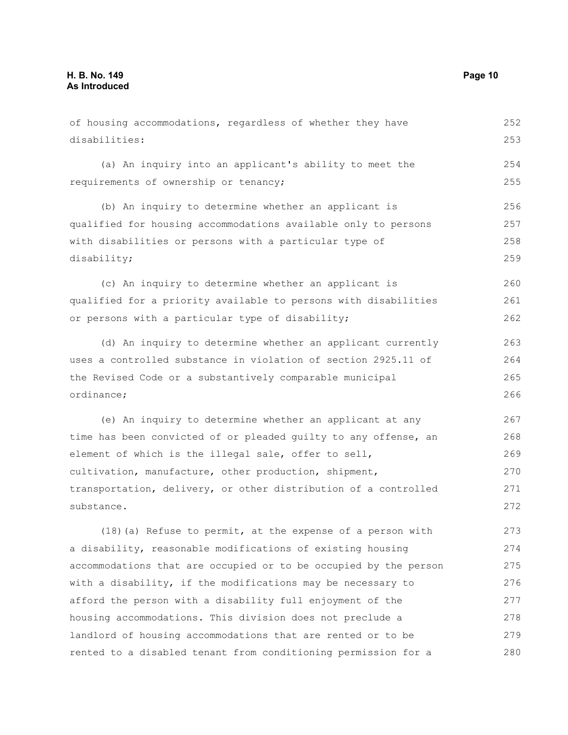of housing accommodations, regardless of whether they have disabilities:

(a) An inquiry into an applicant's ability to meet the requirements of ownership or tenancy;

(b) An inquiry to determine whether an applicant is qualified for housing accommodations available only to persons with disabilities or persons with a particular type of disability;

(c) An inquiry to determine whether an applicant is qualified for a priority available to persons with disabilities or persons with a particular type of disability;

(d) An inquiry to determine whether an applicant currently uses a controlled substance in violation of section 2925.11 of the Revised Code or a substantively comparable municipal ordinance;

(e) An inquiry to determine whether an applicant at any time has been convicted of or pleaded guilty to any offense, an element of which is the illegal sale, offer to sell, cultivation, manufacture, other production, shipment, transportation, delivery, or other distribution of a controlled substance.

(18)(a) Refuse to permit, at the expense of a person with a disability, reasonable modifications of existing housing accommodations that are occupied or to be occupied by the person with a disability, if the modifications may be necessary to afford the person with a disability full enjoyment of the housing accommodations. This division does not preclude a landlord of housing accommodations that are rented or to be rented to a disabled tenant from conditioning permission for a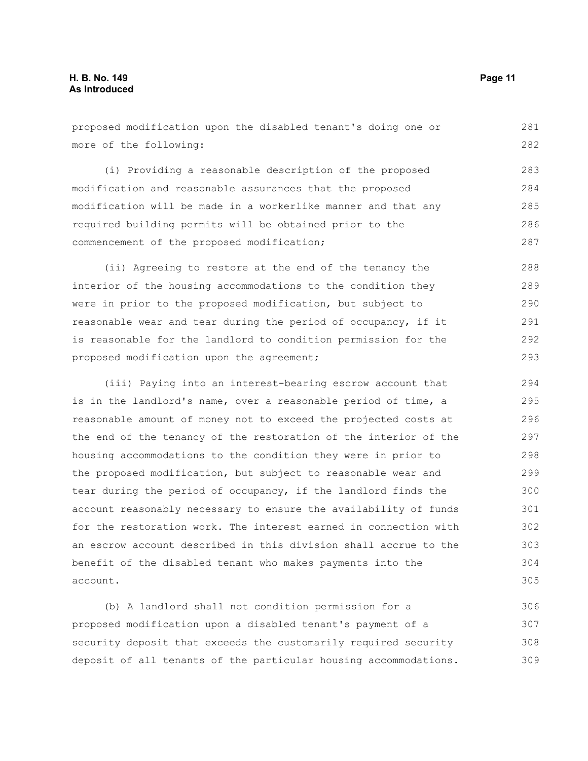proposed modification upon the disabled tenant's doing one or more of the following:

(i) Providing a reasonable description of the proposed modification and reasonable assurances that the proposed modification will be made in a workerlike manner and that any required building permits will be obtained prior to the commencement of the proposed modification;

(ii) Agreeing to restore at the end of the tenancy the interior of the housing accommodations to the condition they were in prior to the proposed modification, but subject to reasonable wear and tear during the period of occupancy, if it is reasonable for the landlord to condition permission for the proposed modification upon the agreement;

(iii) Paying into an interest-bearing escrow account that is in the landlord's name, over a reasonable period of time, a reasonable amount of money not to exceed the projected costs at the end of the tenancy of the restoration of the interior of the housing accommodations to the condition they were in prior to the proposed modification, but subject to reasonable wear and tear during the period of occupancy, if the landlord finds the account reasonably necessary to ensure the availability of funds for the restoration work. The interest earned in connection with an escrow account described in this division shall accrue to the benefit of the disabled tenant who makes payments into the account.

(b) A landlord shall not condition permission for a proposed modification upon a disabled tenant's payment of a security deposit that exceeds the customarily required security deposit of all tenants of the particular housing accommodations.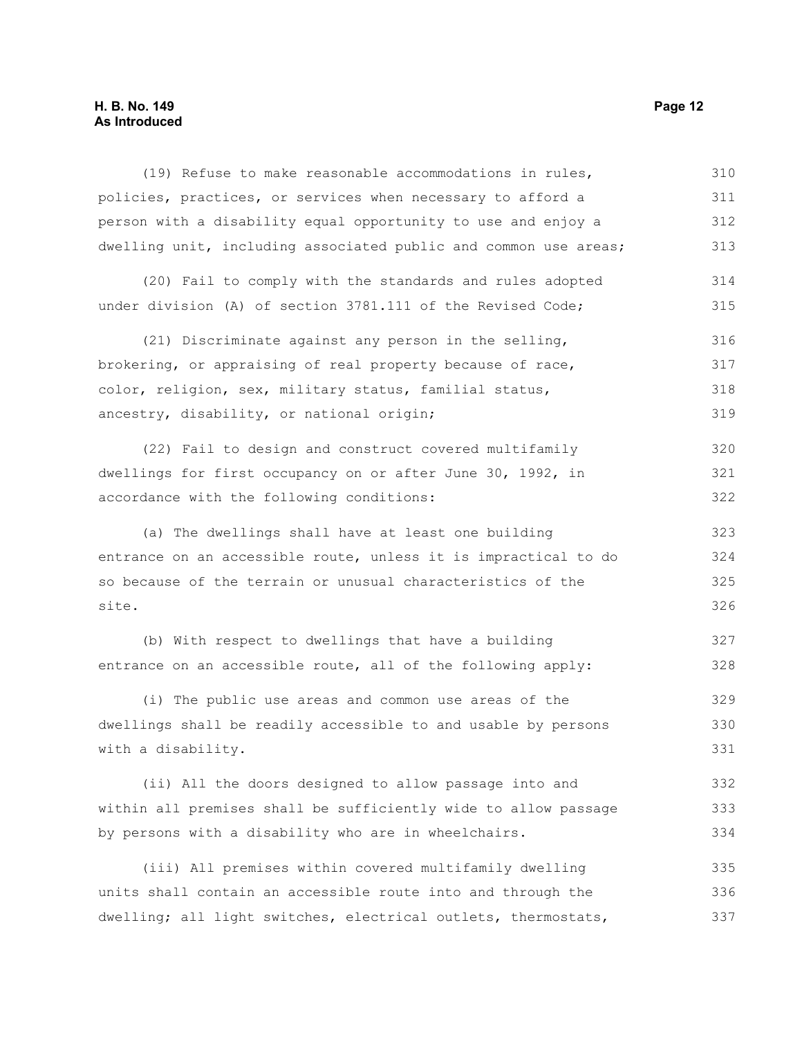(19) Refuse to make reasonable accommodations in rules, policies, practices, or services when necessary to afford a person with a disability equal opportunity to use and enjoy a dwelling unit, including associated public and common use areas;

(20) Fail to comply with the standards and rules adopted under division (A) of section 3781.111 of the Revised Code;

(21) Discriminate against any person in the selling, brokering, or appraising of real property because of race, color, religion, sex, military status, familial status, ancestry, disability, or national origin;

(22) Fail to design and construct covered multifamily dwellings for first occupancy on or after June 30, 1992, in accordance with the following conditions:

(a) The dwellings shall have at least one building entrance on an accessible route, unless it is impractical to do so because of the terrain or unusual characteristics of the site.

(b) With respect to dwellings that have a building entrance on an accessible route, all of the following apply:

(i) The public use areas and common use areas of the dwellings shall be readily accessible to and usable by persons with a disability.

(ii) All the doors designed to allow passage into and within all premises shall be sufficiently wide to allow passage by persons with a disability who are in wheelchairs.

(iii) All premises within covered multifamily dwelling units shall contain an accessible route into and through the dwelling; all light switches, electrical outlets, thermostats,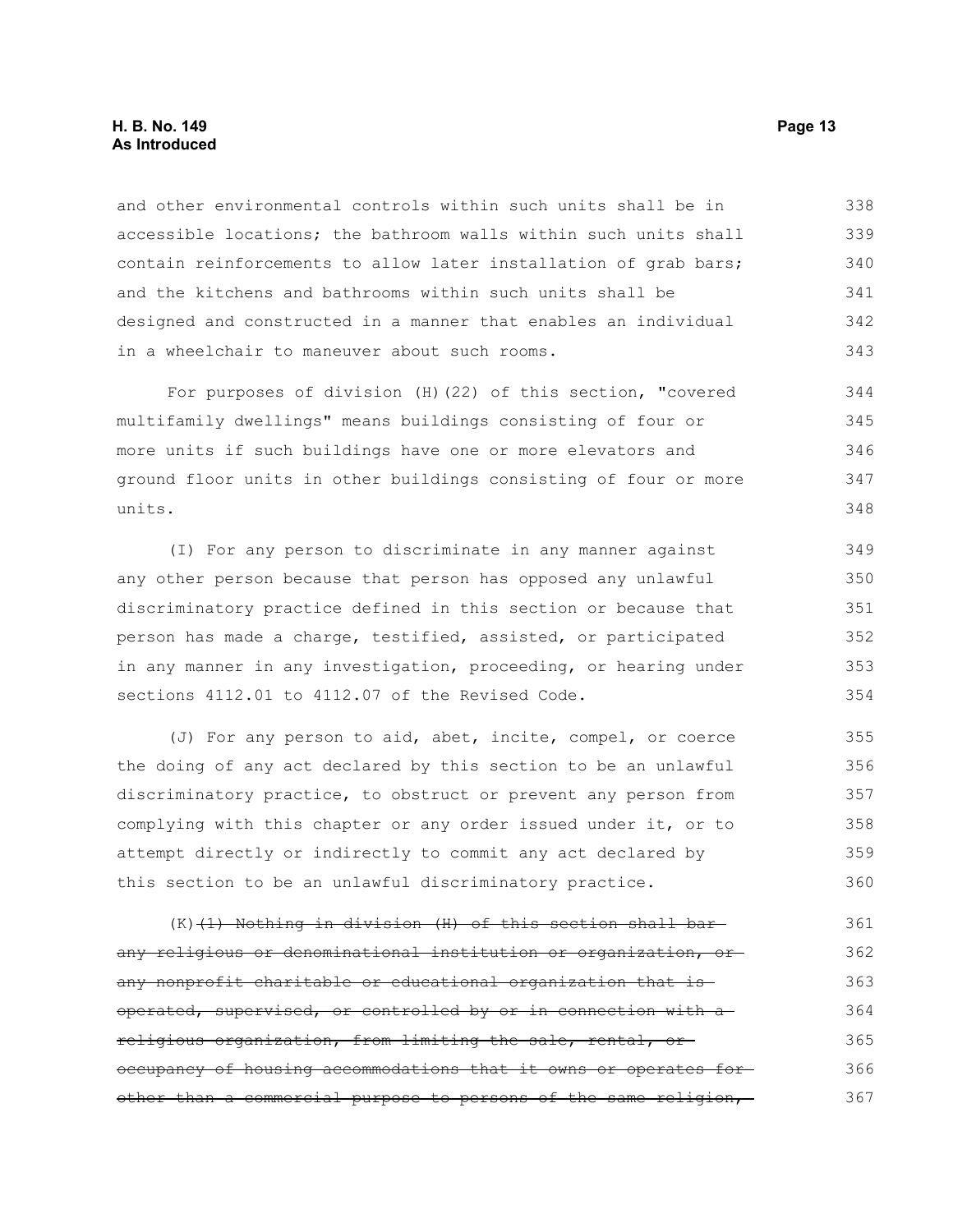and other environmental controls within such units shall be in accessible locations; the bathroom walls within such units shall contain reinforcements to allow later installation of grab bars; and the kitchens and bathrooms within such units shall be designed and constructed in a manner that enables an individual in a wheelchair to maneuver about such rooms.

For purposes of division (H)(22) of this section, "covered multifamily dwellings" means buildings consisting of four or more units if such buildings have one or more elevators and ground floor units in other buildings consisting of four or more units.

(I) For any person to discriminate in any manner against any other person because that person has opposed any unlawful discriminatory practice defined in this section or because that person has made a charge, testified, assisted, or participated in any manner in any investigation, proceeding, or hearing under sections 4112.01 to 4112.07 of the Revised Code.

(J) For any person to aid, abet, incite, compel, or coerce the doing of any act declared by this section to be an unlawful discriminatory practice, to obstruct or prevent any person from complying with this chapter or any order issued under it, or to attempt directly or indirectly to commit any act declared by this section to be an unlawful discriminatory practice.

(K) ~~(1) Nothing in division (H) of this section shall bar any religious or denominational institution or organization, or any nonprofit charitable or educational organization that is operated, supervised, or controlled by or in connection with a religious organization, from limiting the sale, rental, or occupancy of housing accommodations that it owns or operates for other than a commercial purpose to persons of the same religion,~~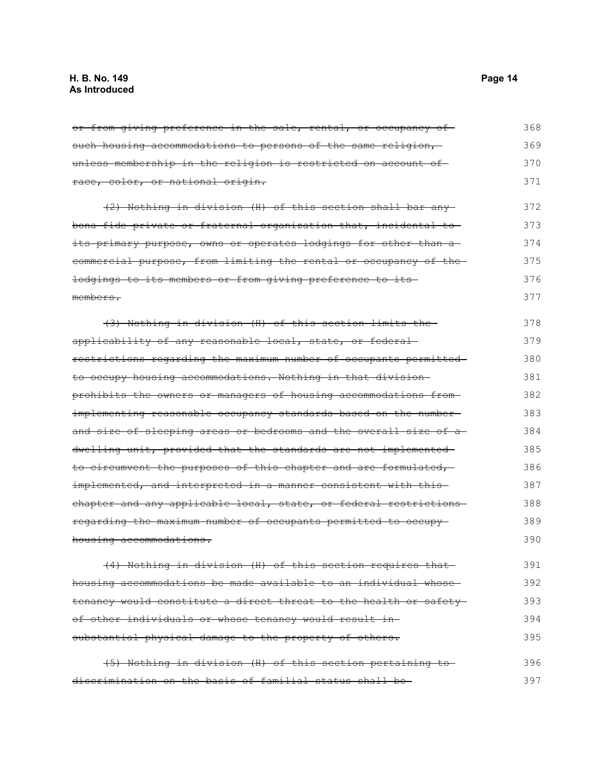~~or from giving preference in the sale, rental, or occupancy of such housing accommodations to persons of the same religion, unless membership in the religion is restricted on account of race, color, or national origin.~~

~~(2) Nothing in division (H) of this section shall bar any bona fide private or fraternal organization that, incidental to its primary purpose, owns or operates lodgings for other than a commercial purpose, from limiting the rental or occupancy of the lodgings to its members or from giving preference to its members.~~

~~(3) Nothing in division (H) of this section limits the applicability of any reasonable local, state, or federal restrictions regarding the maximum number of occupants permitted to occupy housing accommodations. Nothing in that division prohibits the owners or managers of housing accommodations from implementing reasonable occupancy standards based on the number and size of sleeping areas or bedrooms and the overall size of a dwelling unit, provided that the standards are not implemented to circumvent the purposes of this chapter and are formulated, implemented, and interpreted in a manner consistent with this chapter and any applicable local, state, or federal restrictions regarding the maximum number of occupants permitted to occupy housing accommodations.~~

~~(4) Nothing in division (H) of this section requires that housing accommodations be made available to an individual whose tenancy would constitute a direct threat to the health or safety of other individuals or whose tenancy would result in substantial physical damage to the property of others.~~

~~(5) Nothing in division (H) of this section pertaining to discrimination on the basis of familial status shall be~~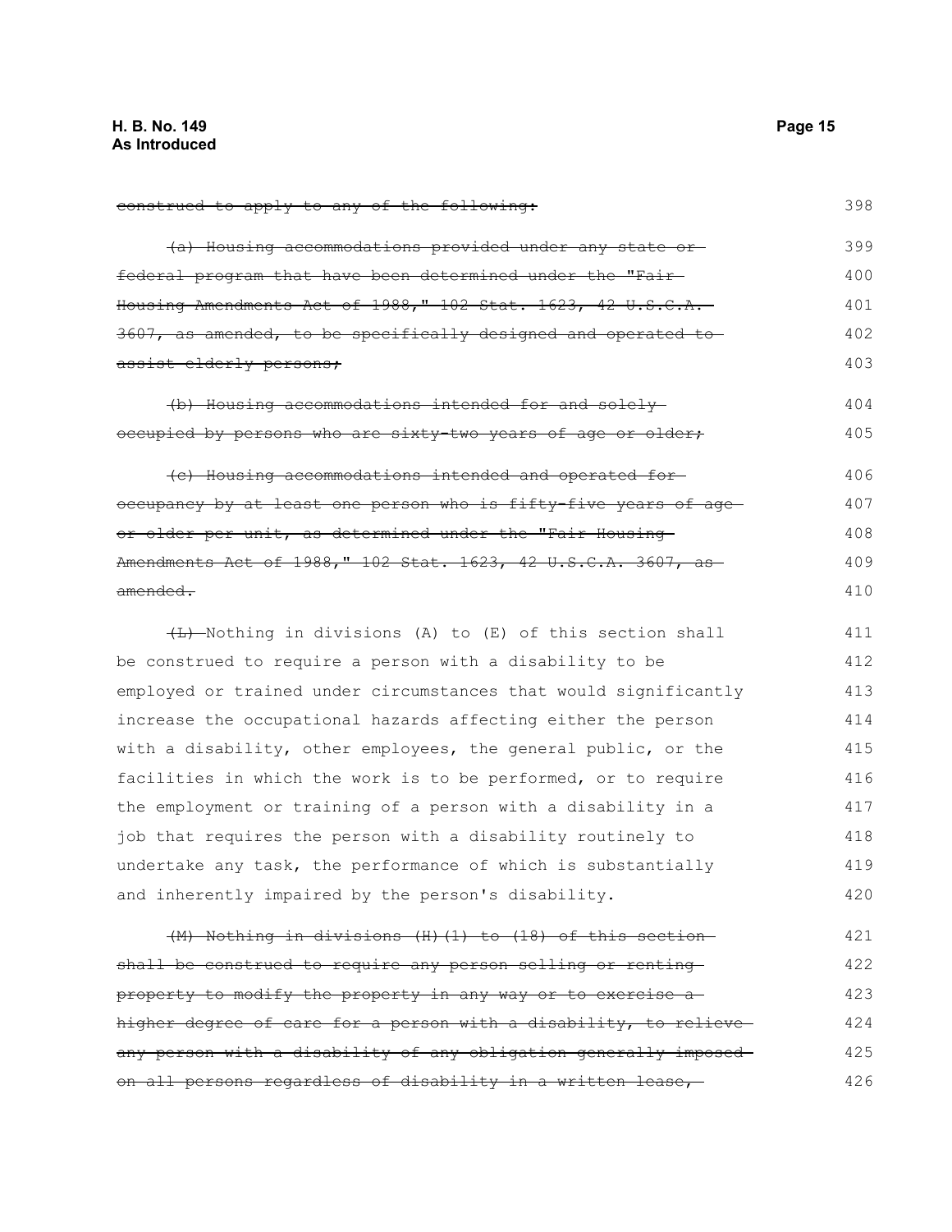~~construed to apply to any of the following:~~

~~(a) Housing accommodations provided under any state or federal program that have been determined under the "Fair Housing Amendments Act of 1988," 102 Stat. 1623, 42 U.S.C.A. 3607, as amended, to be specifically designed and operated to assist elderly persons;~~

~~(b) Housing accommodations intended for and solely occupied by persons who are sixty-two years of age or older;~~

~~(c) Housing accommodations intended and operated for occupancy by at least one person who is fifty-five years of age or older per unit, as determined under the "Fair Housing Amendments Act of 1988," 102 Stat. 1623, 42 U.S.C.A. 3607, as amended.~~

~~(L)~~ Nothing in divisions (A) to (E) of this section shall be construed to require a person with a disability to be employed or trained under circumstances that would significantly increase the occupational hazards affecting either the person with a disability, other employees, the general public, or the facilities in which the work is to be performed, or to require the employment or training of a person with a disability in a job that requires the person with a disability routinely to undertake any task, the performance of which is substantially and inherently impaired by the person's disability.

~~(M) Nothing in divisions (H)(1) to (18) of this section shall be construed to require any person selling or renting property to modify the property in any way or to exercise a higher degree of care for a person with a disability, to relieve any person with a disability of any obligation generally imposed on all persons regardless of disability in a written lease,~~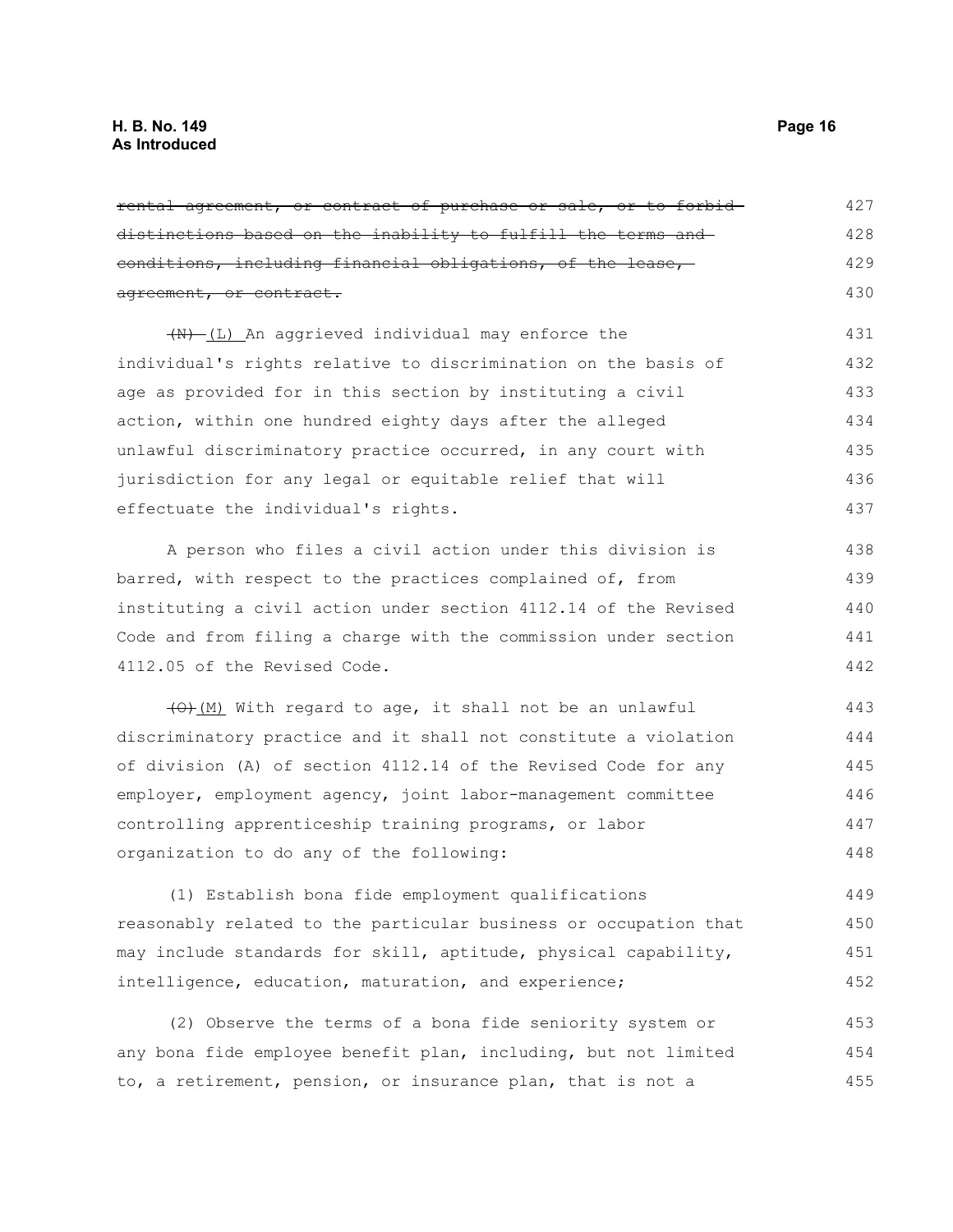~~rental agreement, or contract of purchase or sale, or to forbid distinctions based on the inability to fulfill the terms and conditions, including financial obligations, of the lease, agreement, or contract.~~

~~(N)~~ (L) An aggrieved individual may enforce the individual's rights relative to discrimination on the basis of age as provided for in this section by instituting a civil action, within one hundred eighty days after the alleged unlawful discriminatory practice occurred, in any court with jurisdiction for any legal or equitable relief that will effectuate the individual's rights.

A person who files a civil action under this division is barred, with respect to the practices complained of, from instituting a civil action under section 4112.14 of the Revised Code and from filing a charge with the commission under section 4112.05 of the Revised Code.

~~(O)~~ (M) With regard to age, it shall not be an unlawful discriminatory practice and it shall not constitute a violation of division (A) of section 4112.14 of the Revised Code for any employer, employment agency, joint labor-management committee controlling apprenticeship training programs, or labor organization to do any of the following:

(1) Establish bona fide employment qualifications reasonably related to the particular business or occupation that may include standards for skill, aptitude, physical capability, intelligence, education, maturation, and experience;

(2) Observe the terms of a bona fide seniority system or any bona fide employee benefit plan, including, but not limited to, a retirement, pension, or insurance plan, that is not a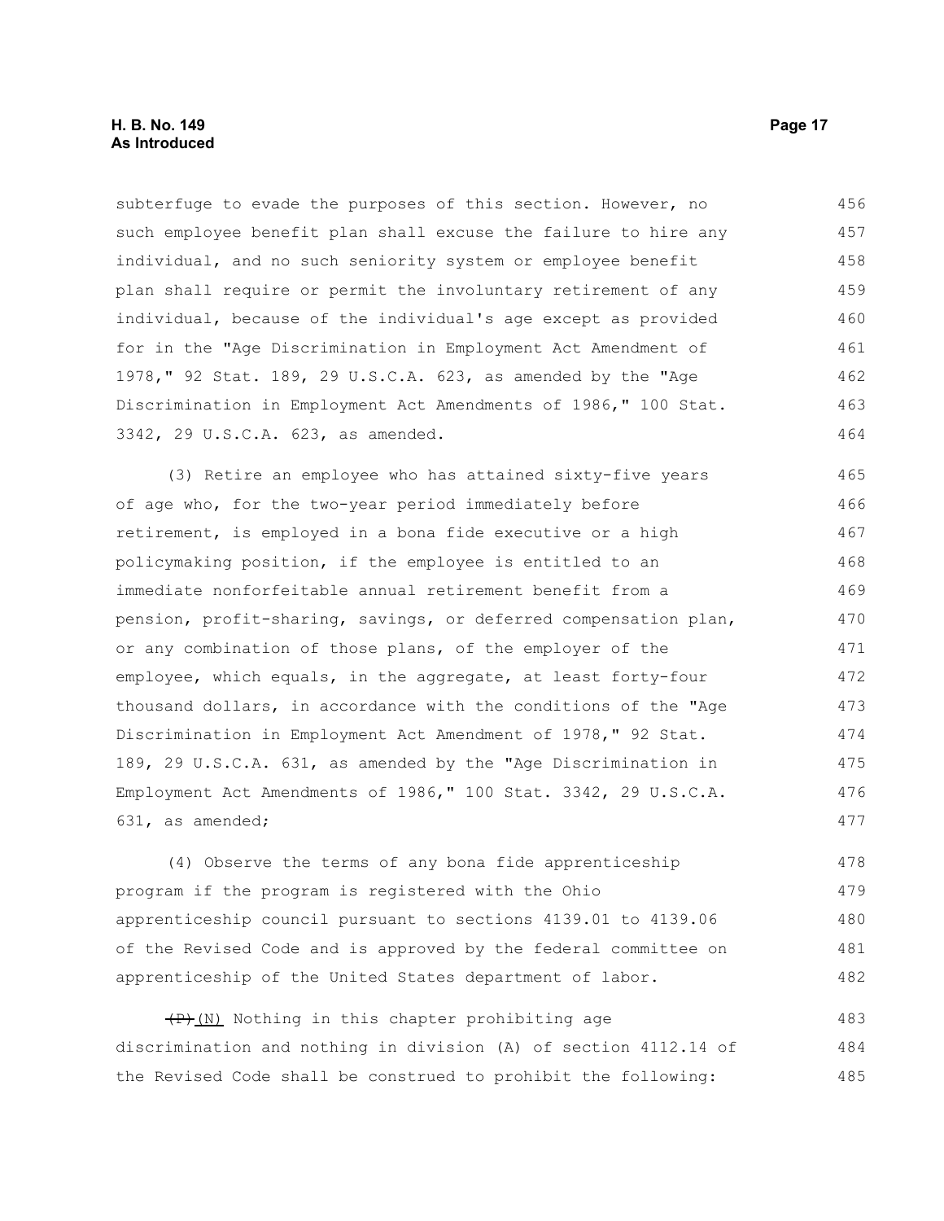subterfuge to evade the purposes of this section. However, no such employee benefit plan shall excuse the failure to hire any individual, and no such seniority system or employee benefit plan shall require or permit the involuntary retirement of any individual, because of the individual's age except as provided for in the "Age Discrimination in Employment Act Amendment of 1978," 92 Stat. 189, 29 U.S.C.A. 623, as amended by the "Age Discrimination in Employment Act Amendments of 1986," 100 Stat. 3342, 29 U.S.C.A. 623, as amended.

(3) Retire an employee who has attained sixty-five years of age who, for the two-year period immediately before retirement, is employed in a bona fide executive or a high policymaking position, if the employee is entitled to an immediate nonforfeitable annual retirement benefit from a pension, profit-sharing, savings, or deferred compensation plan, or any combination of those plans, of the employer of the employee, which equals, in the aggregate, at least forty-four thousand dollars, in accordance with the conditions of the "Age Discrimination in Employment Act Amendment of 1978," 92 Stat. 189, 29 U.S.C.A. 631, as amended by the "Age Discrimination in Employment Act Amendments of 1986," 100 Stat. 3342, 29 U.S.C.A. 631, as amended;

(4) Observe the terms of any bona fide apprenticeship program if the program is registered with the Ohio apprenticeship council pursuant to sections 4139.01 to 4139.06 of the Revised Code and is approved by the federal committee on apprenticeship of the United States department of labor.

~~(P)~~ (N) Nothing in this chapter prohibiting age discrimination and nothing in division (A) of section 4112.14 of the Revised Code shall be construed to prohibit the following: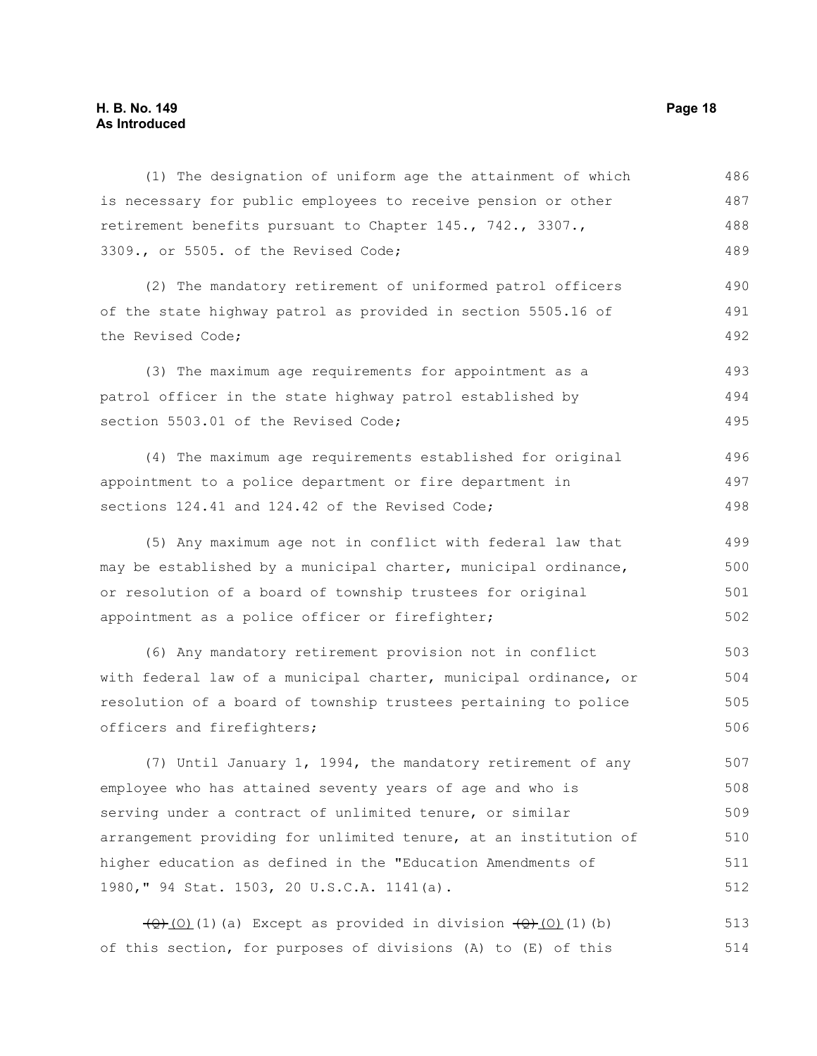(1) The designation of uniform age the attainment of which is necessary for public employees to receive pension or other retirement benefits pursuant to Chapter 145., 742., 3307., 3309., or 5505. of the Revised Code;

(2) The mandatory retirement of uniformed patrol officers of the state highway patrol as provided in section 5505.16 of the Revised Code;

(3) The maximum age requirements for appointment as a patrol officer in the state highway patrol established by section 5503.01 of the Revised Code;

(4) The maximum age requirements established for original appointment to a police department or fire department in sections 124.41 and 124.42 of the Revised Code;

(5) Any maximum age not in conflict with federal law that may be established by a municipal charter, municipal ordinance, or resolution of a board of township trustees for original appointment as a police officer or firefighter;

(6) Any mandatory retirement provision not in conflict with federal law of a municipal charter, municipal ordinance, or resolution of a board of township trustees pertaining to police officers and firefighters;

(7) Until January 1, 1994, the mandatory retirement of any employee who has attained seventy years of age and who is serving under a contract of unlimited tenure, or similar arrangement providing for unlimited tenure, at an institution of higher education as defined in the "Education Amendments of 1980," 94 Stat. 1503, 20 U.S.C.A. 1141(a).

~~(Q)~~ (O)(1)(a) Except as provided in division ~~(Q)~~ (O)(1)(b) of this section, for purposes of divisions (A) to (E) of this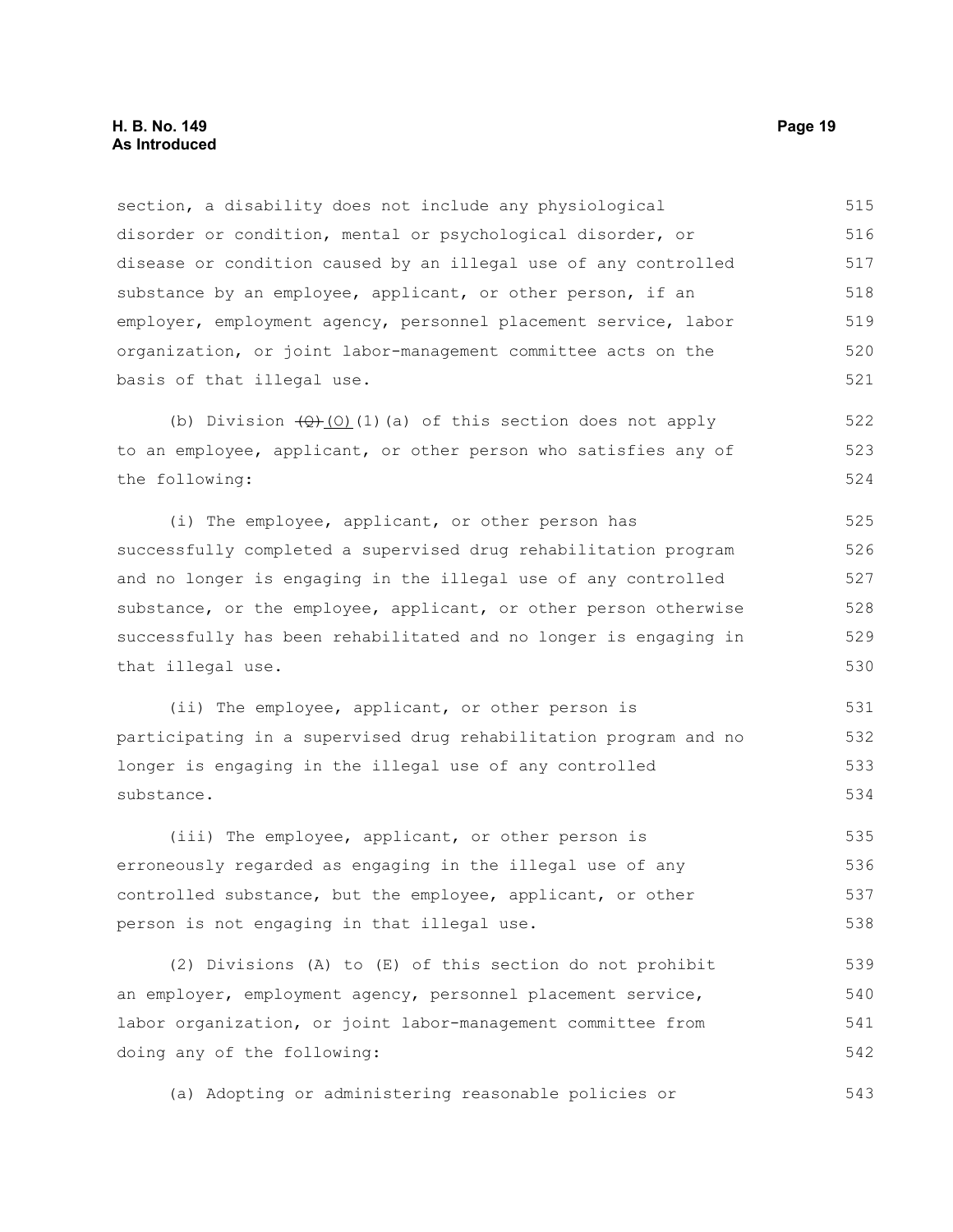section, a disability does not include any physiological disorder or condition, mental or psychological disorder, or disease or condition caused by an illegal use of any controlled substance by an employee, applicant, or other person, if an employer, employment agency, personnel placement service, labor organization, or joint labor-management committee acts on the basis of that illegal use.

(b) Division ~~(Q)~~ (O)(1)(a) of this section does not apply to an employee, applicant, or other person who satisfies any of the following:

(i) The employee, applicant, or other person has successfully completed a supervised drug rehabilitation program and no longer is engaging in the illegal use of any controlled substance, or the employee, applicant, or other person otherwise successfully has been rehabilitated and no longer is engaging in that illegal use.

(ii) The employee, applicant, or other person is participating in a supervised drug rehabilitation program and no longer is engaging in the illegal use of any controlled substance.

(iii) The employee, applicant, or other person is erroneously regarded as engaging in the illegal use of any controlled substance, but the employee, applicant, or other person is not engaging in that illegal use.

(2) Divisions (A) to (E) of this section do not prohibit an employer, employment agency, personnel placement service, labor organization, or joint labor-management committee from doing any of the following:

(a) Adopting or administering reasonable policies or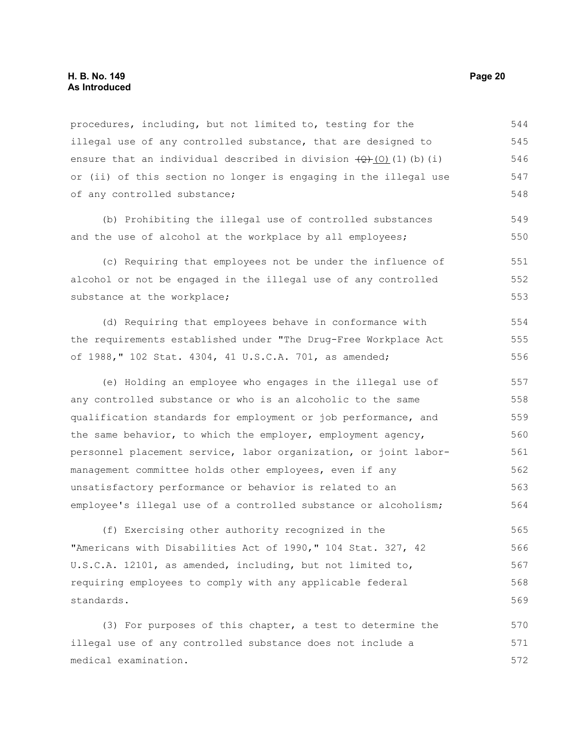procedures, including, but not limited to, testing for the illegal use of any controlled substance, that are designed to ensure that an individual described in division ~~(Q)~~(O)(1)(b)(i) or (ii) of this section no longer is engaging in the illegal use of any controlled substance;

(b) Prohibiting the illegal use of controlled substances and the use of alcohol at the workplace by all employees;

(c) Requiring that employees not be under the influence of alcohol or not be engaged in the illegal use of any controlled substance at the workplace;

(d) Requiring that employees behave in conformance with the requirements established under "The Drug-Free Workplace Act of 1988," 102 Stat. 4304, 41 U.S.C.A. 701, as amended;

(e) Holding an employee who engages in the illegal use of any controlled substance or who is an alcoholic to the same qualification standards for employment or job performance, and the same behavior, to which the employer, employment agency, personnel placement service, labor organization, or joint labor-management committee holds other employees, even if any unsatisfactory performance or behavior is related to an employee's illegal use of a controlled substance or alcoholism;

(f) Exercising other authority recognized in the "Americans with Disabilities Act of 1990," 104 Stat. 327, 42 U.S.C.A. 12101, as amended, including, but not limited to, requiring employees to comply with any applicable federal standards.

(3) For purposes of this chapter, a test to determine the illegal use of any controlled substance does not include a medical examination.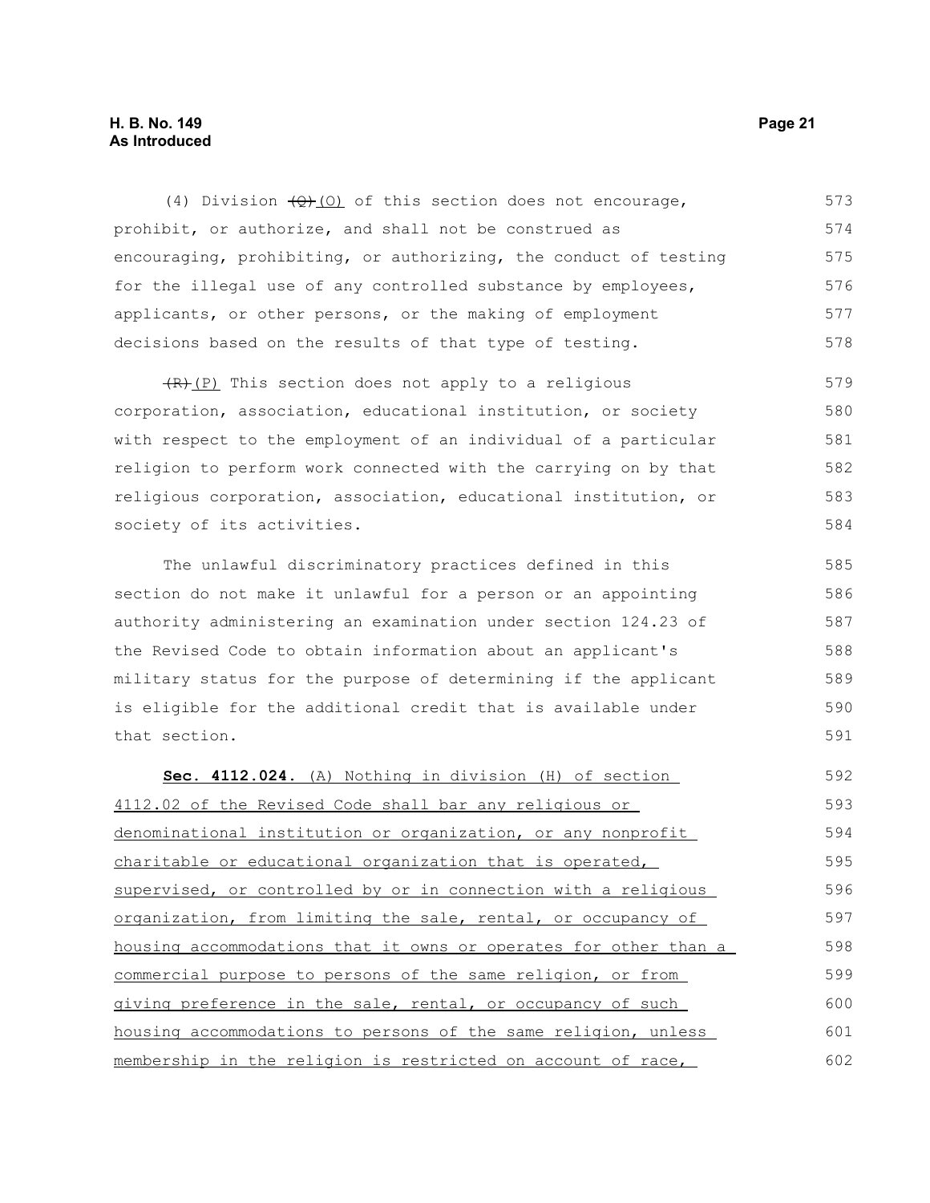(4) Division ~~(Q)~~ (O) of this section does not encourage, prohibit, or authorize, and shall not be construed as encouraging, prohibiting, or authorizing, the conduct of testing for the illegal use of any controlled substance by employees, applicants, or other persons, or the making of employment decisions based on the results of that type of testing.

~~(R)~~ (P) This section does not apply to a religious corporation, association, educational institution, or society with respect to the employment of an individual of a particular religion to perform work connected with the carrying on by that religious corporation, association, educational institution, or society of its activities.

The unlawful discriminatory practices defined in this section do not make it unlawful for a person or an appointing authority administering an examination under section 124.23 of the Revised Code to obtain information about an applicant's military status for the purpose of determining if the applicant is eligible for the additional credit that is available under that section.

**Sec. 4112.024.** (A) Nothing in division (H) of section 4112.02 of the Revised Code shall bar any religious or denominational institution or organization, or any nonprofit charitable or educational organization that is operated, supervised, or controlled by or in connection with a religious organization, from limiting the sale, rental, or occupancy of housing accommodations that it owns or operates for other than a commercial purpose to persons of the same religion, or from giving preference in the sale, rental, or occupancy of such housing accommodations to persons of the same religion, unless membership in the religion is restricted on account of race,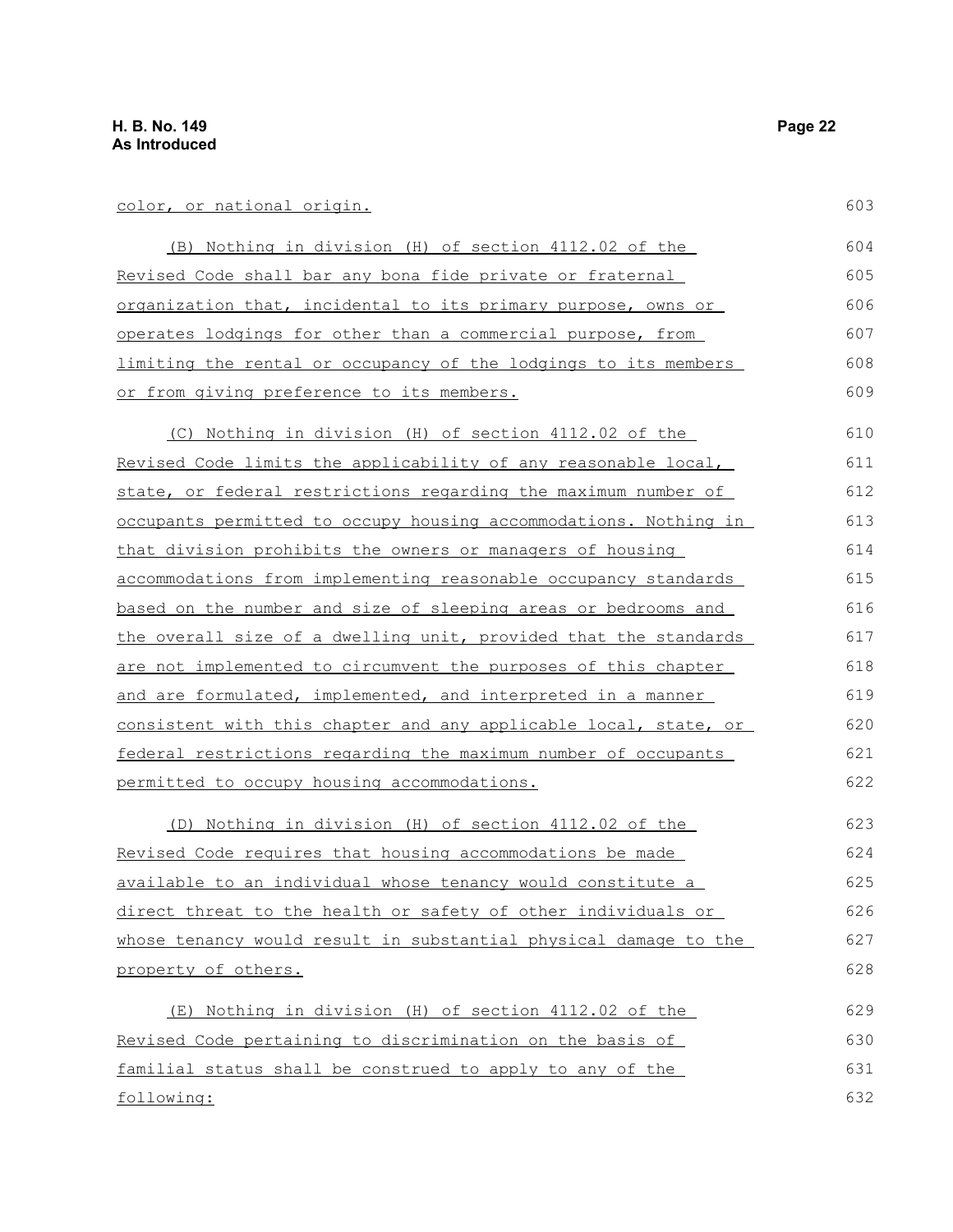color, or national origin.

(B) Nothing in division (H) of section 4112.02 of the Revised Code shall bar any bona fide private or fraternal organization that, incidental to its primary purpose, owns or operates lodgings for other than a commercial purpose, from limiting the rental or occupancy of the lodgings to its members or from giving preference to its members.

(C) Nothing in division (H) of section 4112.02 of the Revised Code limits the applicability of any reasonable local, state, or federal restrictions regarding the maximum number of occupants permitted to occupy housing accommodations. Nothing in that division prohibits the owners or managers of housing accommodations from implementing reasonable occupancy standards based on the number and size of sleeping areas or bedrooms and the overall size of a dwelling unit, provided that the standards are not implemented to circumvent the purposes of this chapter and are formulated, implemented, and interpreted in a manner consistent with this chapter and any applicable local, state, or federal restrictions regarding the maximum number of occupants permitted to occupy housing accommodations.

(D) Nothing in division (H) of section 4112.02 of the Revised Code requires that housing accommodations be made available to an individual whose tenancy would constitute a direct threat to the health or safety of other individuals or whose tenancy would result in substantial physical damage to the property of others.

(E) Nothing in division (H) of section 4112.02 of the Revised Code pertaining to discrimination on the basis of familial status shall be construed to apply to any of the following: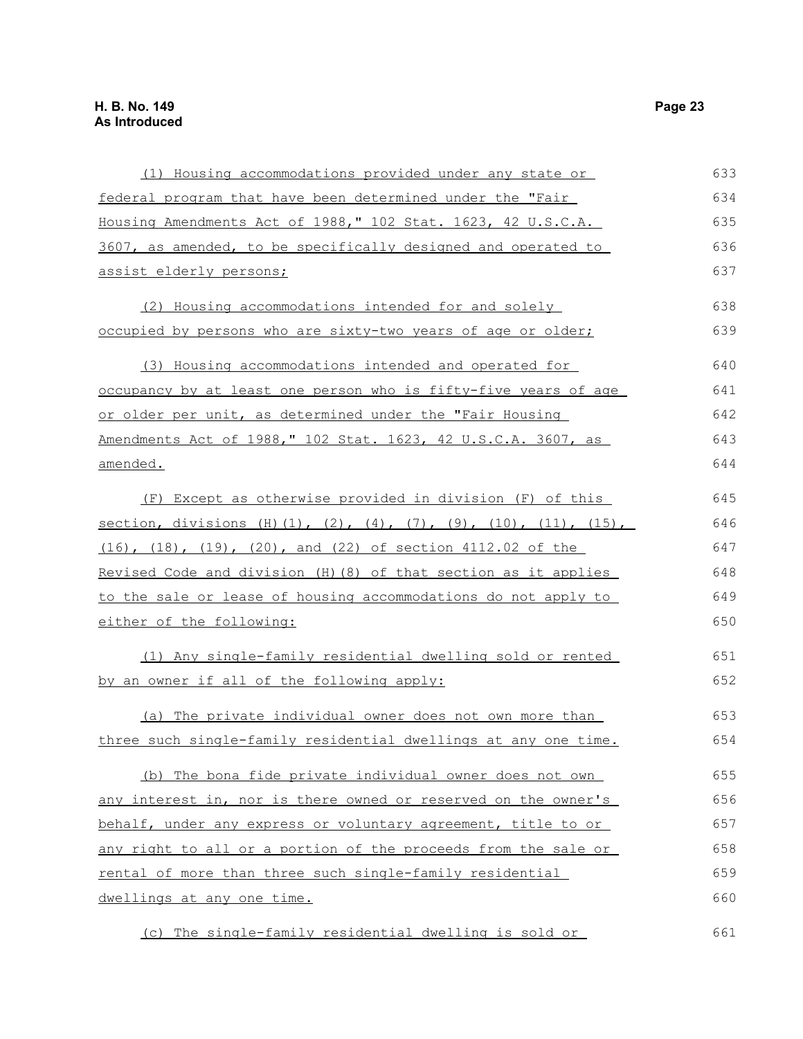(1) Housing accommodations provided under any state or federal program that have been determined under the "Fair Housing Amendments Act of 1988," 102 Stat. 1623, 42 U.S.C.A. 3607, as amended, to be specifically designed and operated to assist elderly persons;

(2) Housing accommodations intended for and solely occupied by persons who are sixty-two years of age or older;

(3) Housing accommodations intended and operated for occupancy by at least one person who is fifty-five years of age or older per unit, as determined under the "Fair Housing Amendments Act of 1988," 102 Stat. 1623, 42 U.S.C.A. 3607, as amended.

(F) Except as otherwise provided in division (F) of this section, divisions (H)(1), (2), (4), (7), (9), (10), (11), (15), (16), (18), (19), (20), and (22) of section 4112.02 of the Revised Code and division (H)(8) of that section as it applies to the sale or lease of housing accommodations do not apply to either of the following:

(1) Any single-family residential dwelling sold or rented by an owner if all of the following apply:

(a) The private individual owner does not own more than three such single-family residential dwellings at any one time.

(b) The bona fide private individual owner does not own any interest in, nor is there owned or reserved on the owner's behalf, under any express or voluntary agreement, title to or any right to all or a portion of the proceeds from the sale or rental of more than three such single-family residential dwellings at any one time.

(c) The single-family residential dwelling is sold or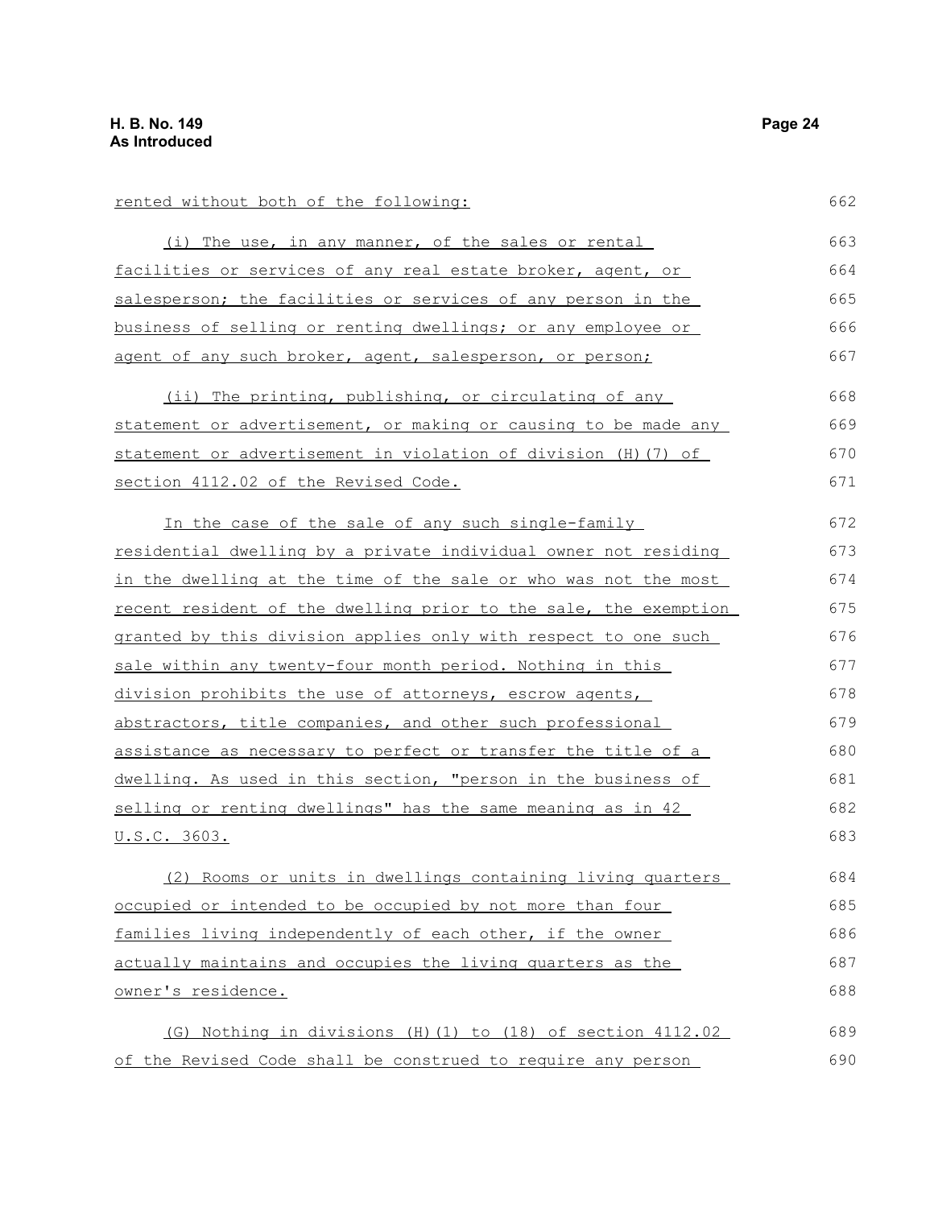rented without both of the following:

(i) The use, in any manner, of the sales or rental facilities or services of any real estate broker, agent, or salesperson; the facilities or services of any person in the business of selling or renting dwellings; or any employee or agent of any such broker, agent, salesperson, or person;

(ii) The printing, publishing, or circulating of any statement or advertisement, or making or causing to be made any statement or advertisement in violation of division (H)(7) of section 4112.02 of the Revised Code.

In the case of the sale of any such single-family residential dwelling by a private individual owner not residing in the dwelling at the time of the sale or who was not the most recent resident of the dwelling prior to the sale, the exemption granted by this division applies only with respect to one such sale within any twenty-four month period. Nothing in this division prohibits the use of attorneys, escrow agents, abstractors, title companies, and other such professional assistance as necessary to perfect or transfer the title of a dwelling. As used in this section, "person in the business of selling or renting dwellings" has the same meaning as in 42 U.S.C. 3603.

(2) Rooms or units in dwellings containing living quarters occupied or intended to be occupied by not more than four families living independently of each other, if the owner actually maintains and occupies the living quarters as the owner's residence.

(G) Nothing in divisions (H)(1) to (18) of section 4112.02 of the Revised Code shall be construed to require any person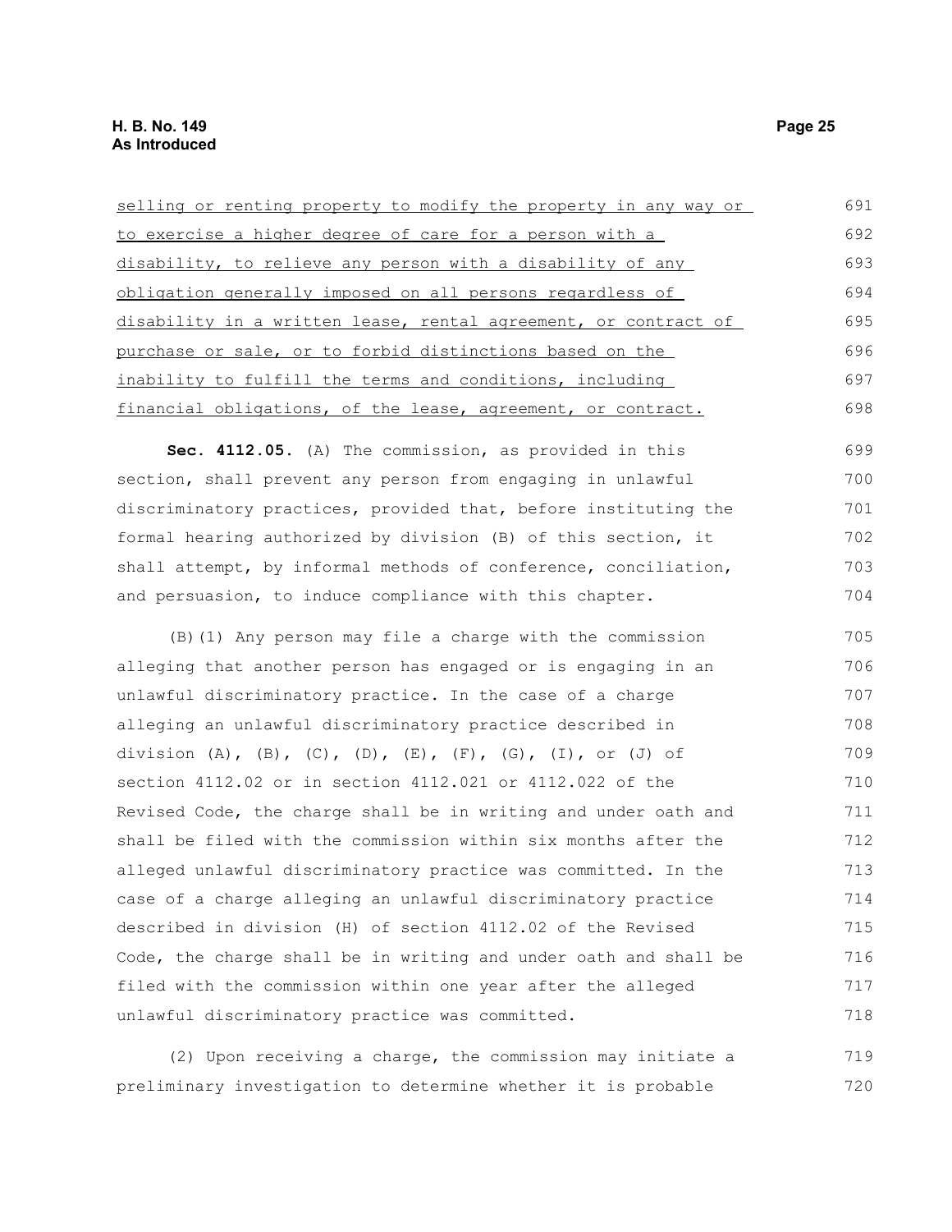selling or renting property to modify the property in any way or to exercise a higher degree of care for a person with a disability, to relieve any person with a disability of any obligation generally imposed on all persons regardless of disability in a written lease, rental agreement, or contract of purchase or sale, or to forbid distinctions based on the inability to fulfill the terms and conditions, including financial obligations, of the lease, agreement, or contract.

**Sec. 4112.05.** (A) The commission, as provided in this section, shall prevent any person from engaging in unlawful discriminatory practices, provided that, before instituting the formal hearing authorized by division (B) of this section, it shall attempt, by informal methods of conference, conciliation, and persuasion, to induce compliance with this chapter.

(B)(1) Any person may file a charge with the commission alleging that another person has engaged or is engaging in an unlawful discriminatory practice. In the case of a charge alleging an unlawful discriminatory practice described in division (A), (B), (C), (D), (E), (F), (G), (I), or (J) of section 4112.02 or in section 4112.021 or 4112.022 of the Revised Code, the charge shall be in writing and under oath and shall be filed with the commission within six months after the alleged unlawful discriminatory practice was committed. In the case of a charge alleging an unlawful discriminatory practice described in division (H) of section 4112.02 of the Revised Code, the charge shall be in writing and under oath and shall be filed with the commission within one year after the alleged unlawful discriminatory practice was committed.

(2) Upon receiving a charge, the commission may initiate a preliminary investigation to determine whether it is probable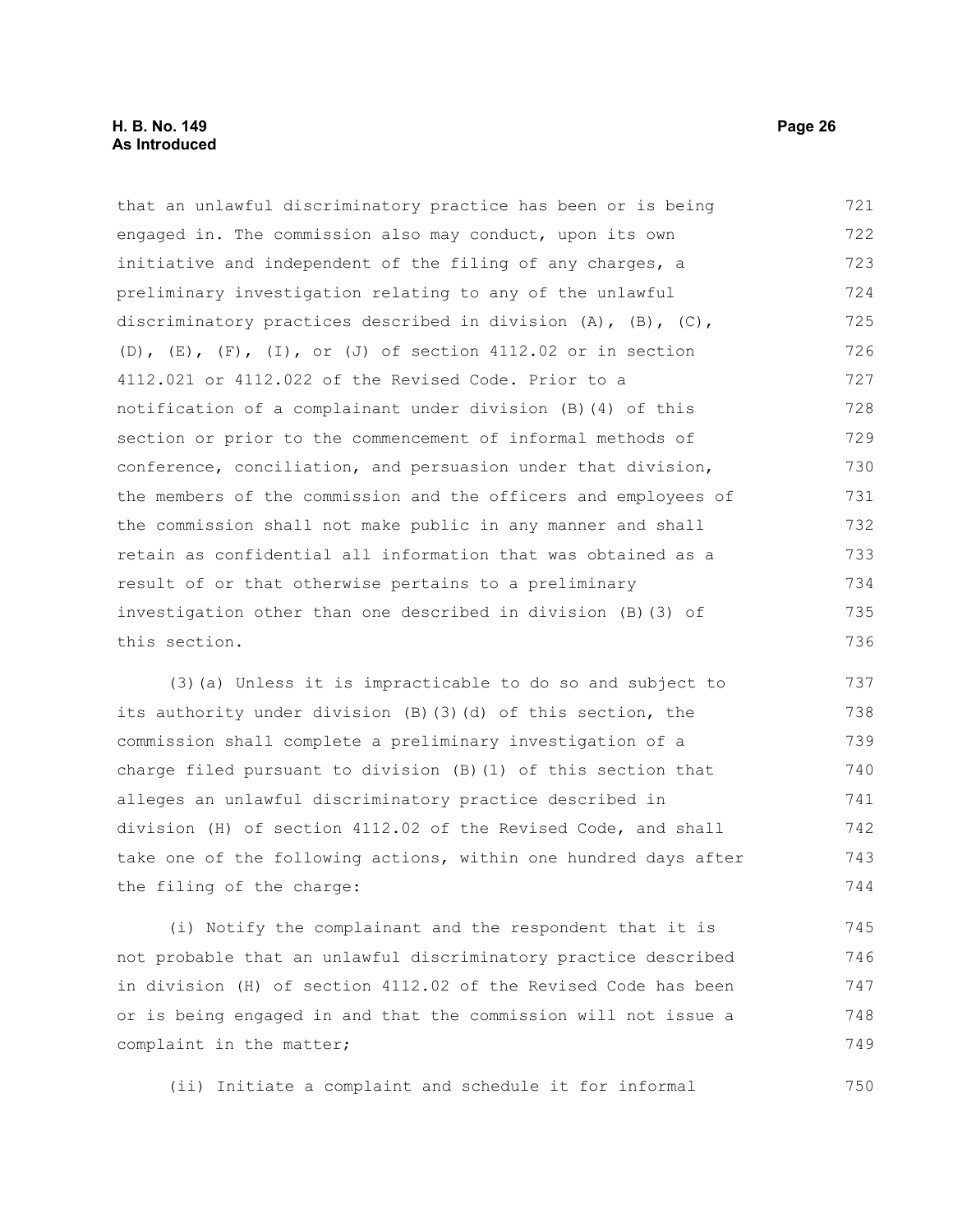that an unlawful discriminatory practice has been or is being engaged in. The commission also may conduct, upon its own initiative and independent of the filing of any charges, a preliminary investigation relating to any of the unlawful discriminatory practices described in division (A), (B), (C), (D), (E), (F), (I), or (J) of section 4112.02 or in section 4112.021 or 4112.022 of the Revised Code. Prior to a notification of a complainant under division (B)(4) of this section or prior to the commencement of informal methods of conference, conciliation, and persuasion under that division, the members of the commission and the officers and employees of the commission shall not make public in any manner and shall retain as confidential all information that was obtained as a result of or that otherwise pertains to a preliminary investigation other than one described in division (B)(3) of this section.

(3)(a) Unless it is impracticable to do so and subject to its authority under division (B)(3)(d) of this section, the commission shall complete a preliminary investigation of a charge filed pursuant to division (B)(1) of this section that alleges an unlawful discriminatory practice described in division (H) of section 4112.02 of the Revised Code, and shall take one of the following actions, within one hundred days after the filing of the charge:

(i) Notify the complainant and the respondent that it is not probable that an unlawful discriminatory practice described in division (H) of section 4112.02 of the Revised Code has been or is being engaged in and that the commission will not issue a complaint in the matter;

(ii) Initiate a complaint and schedule it for informal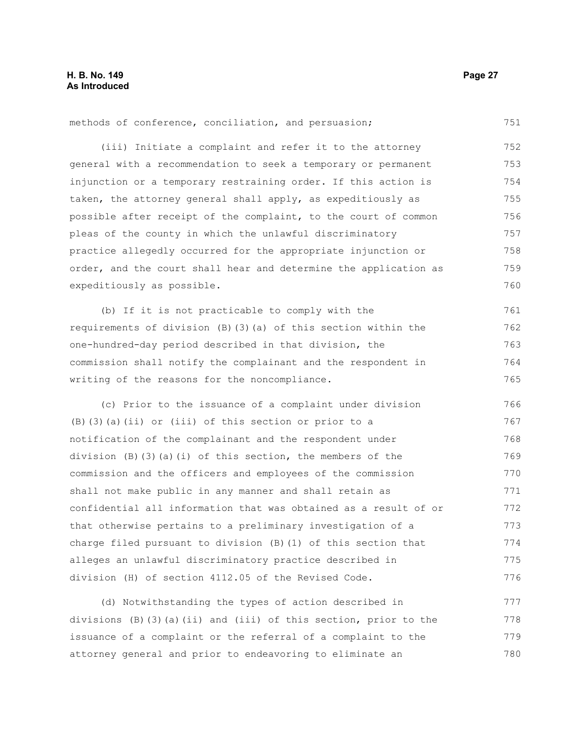methods of conference, conciliation, and persuasion;

(iii) Initiate a complaint and refer it to the attorney general with a recommendation to seek a temporary or permanent injunction or a temporary restraining order. If this action is taken, the attorney general shall apply, as expeditiously as possible after receipt of the complaint, to the court of common pleas of the county in which the unlawful discriminatory practice allegedly occurred for the appropriate injunction or order, and the court shall hear and determine the application as expeditiously as possible.

(b) If it is not practicable to comply with the requirements of division (B)(3)(a) of this section within the one-hundred-day period described in that division, the commission shall notify the complainant and the respondent in writing of the reasons for the noncompliance.

(c) Prior to the issuance of a complaint under division (B)(3)(a)(ii) or (iii) of this section or prior to a notification of the complainant and the respondent under division (B)(3)(a)(i) of this section, the members of the commission and the officers and employees of the commission shall not make public in any manner and shall retain as confidential all information that was obtained as a result of or that otherwise pertains to a preliminary investigation of a charge filed pursuant to division (B)(1) of this section that alleges an unlawful discriminatory practice described in division (H) of section 4112.05 of the Revised Code.

(d) Notwithstanding the types of action described in divisions (B)(3)(a)(ii) and (iii) of this section, prior to the issuance of a complaint or the referral of a complaint to the attorney general and prior to endeavoring to eliminate an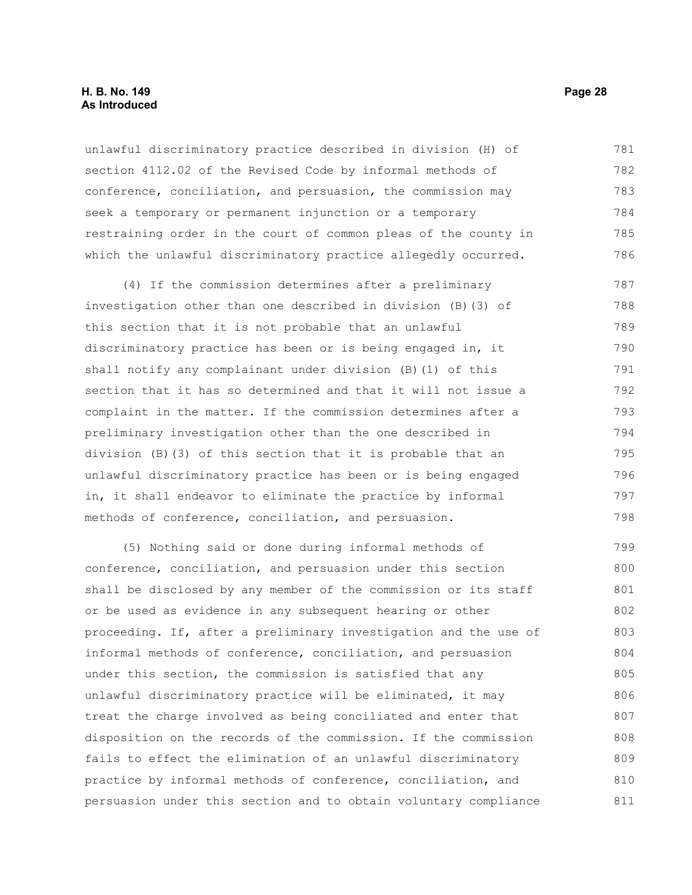unlawful discriminatory practice described in division (H) of section 4112.02 of the Revised Code by informal methods of conference, conciliation, and persuasion, the commission may seek a temporary or permanent injunction or a temporary restraining order in the court of common pleas of the county in which the unlawful discriminatory practice allegedly occurred.

(4) If the commission determines after a preliminary investigation other than one described in division (B)(3) of this section that it is not probable that an unlawful discriminatory practice has been or is being engaged in, it shall notify any complainant under division (B)(1) of this section that it has so determined and that it will not issue a complaint in the matter. If the commission determines after a preliminary investigation other than the one described in division (B)(3) of this section that it is probable that an unlawful discriminatory practice has been or is being engaged in, it shall endeavor to eliminate the practice by informal methods of conference, conciliation, and persuasion.

(5) Nothing said or done during informal methods of conference, conciliation, and persuasion under this section shall be disclosed by any member of the commission or its staff or be used as evidence in any subsequent hearing or other proceeding. If, after a preliminary investigation and the use of informal methods of conference, conciliation, and persuasion under this section, the commission is satisfied that any unlawful discriminatory practice will be eliminated, it may treat the charge involved as being conciliated and enter that disposition on the records of the commission. If the commission fails to effect the elimination of an unlawful discriminatory practice by informal methods of conference, conciliation, and persuasion under this section and to obtain voluntary compliance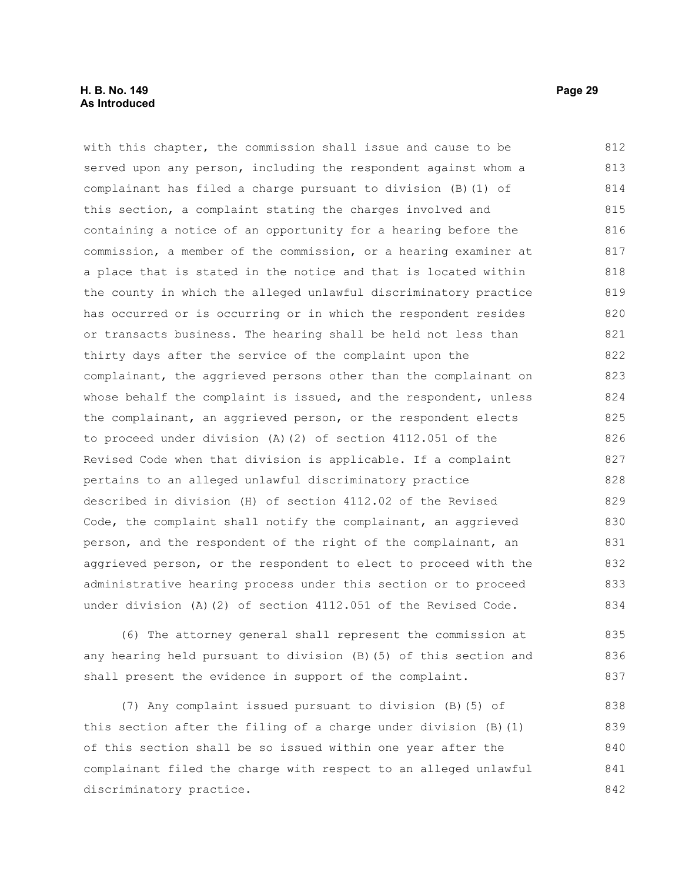with this chapter, the commission shall issue and cause to be served upon any person, including the respondent against whom a complainant has filed a charge pursuant to division (B)(1) of this section, a complaint stating the charges involved and containing a notice of an opportunity for a hearing before the commission, a member of the commission, or a hearing examiner at a place that is stated in the notice and that is located within the county in which the alleged unlawful discriminatory practice has occurred or is occurring or in which the respondent resides or transacts business. The hearing shall be held not less than thirty days after the service of the complaint upon the complainant, the aggrieved persons other than the complainant on whose behalf the complaint is issued, and the respondent, unless the complainant, an aggrieved person, or the respondent elects to proceed under division (A)(2) of section 4112.051 of the Revised Code when that division is applicable. If a complaint pertains to an alleged unlawful discriminatory practice described in division (H) of section 4112.02 of the Revised Code, the complaint shall notify the complainant, an aggrieved person, and the respondent of the right of the complainant, an aggrieved person, or the respondent to elect to proceed with the administrative hearing process under this section or to proceed under division (A)(2) of section 4112.051 of the Revised Code.

(6) The attorney general shall represent the commission at any hearing held pursuant to division (B)(5) of this section and shall present the evidence in support of the complaint.

(7) Any complaint issued pursuant to division (B)(5) of this section after the filing of a charge under division (B)(1) of this section shall be so issued within one year after the complainant filed the charge with respect to an alleged unlawful discriminatory practice.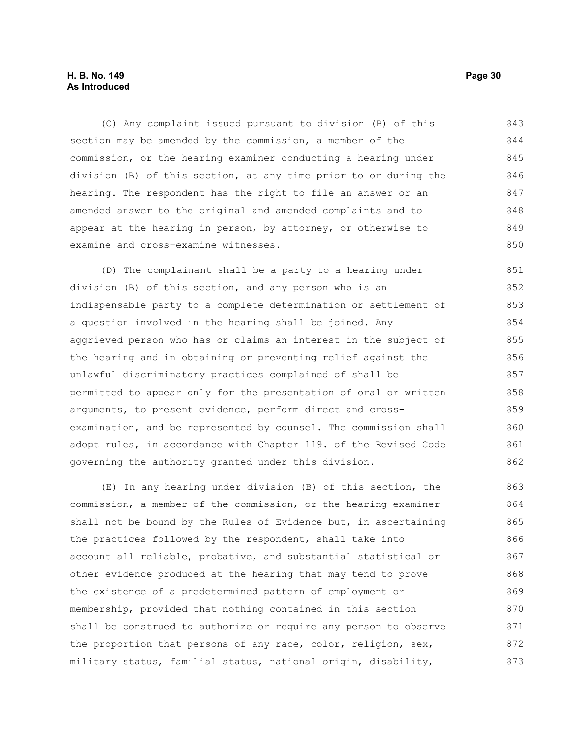(C) Any complaint issued pursuant to division (B) of this section may be amended by the commission, a member of the commission, or the hearing examiner conducting a hearing under division (B) of this section, at any time prior to or during the hearing. The respondent has the right to file an answer or an amended answer to the original and amended complaints and to appear at the hearing in person, by attorney, or otherwise to examine and cross-examine witnesses.

(D) The complainant shall be a party to a hearing under division (B) of this section, and any person who is an indispensable party to a complete determination or settlement of a question involved in the hearing shall be joined. Any aggrieved person who has or claims an interest in the subject of the hearing and in obtaining or preventing relief against the unlawful discriminatory practices complained of shall be permitted to appear only for the presentation of oral or written arguments, to present evidence, perform direct and cross-examination, and be represented by counsel. The commission shall adopt rules, in accordance with Chapter 119. of the Revised Code governing the authority granted under this division.

(E) In any hearing under division (B) of this section, the commission, a member of the commission, or the hearing examiner shall not be bound by the Rules of Evidence but, in ascertaining the practices followed by the respondent, shall take into account all reliable, probative, and substantial statistical or other evidence produced at the hearing that may tend to prove the existence of a predetermined pattern of employment or membership, provided that nothing contained in this section shall be construed to authorize or require any person to observe the proportion that persons of any race, color, religion, sex, military status, familial status, national origin, disability,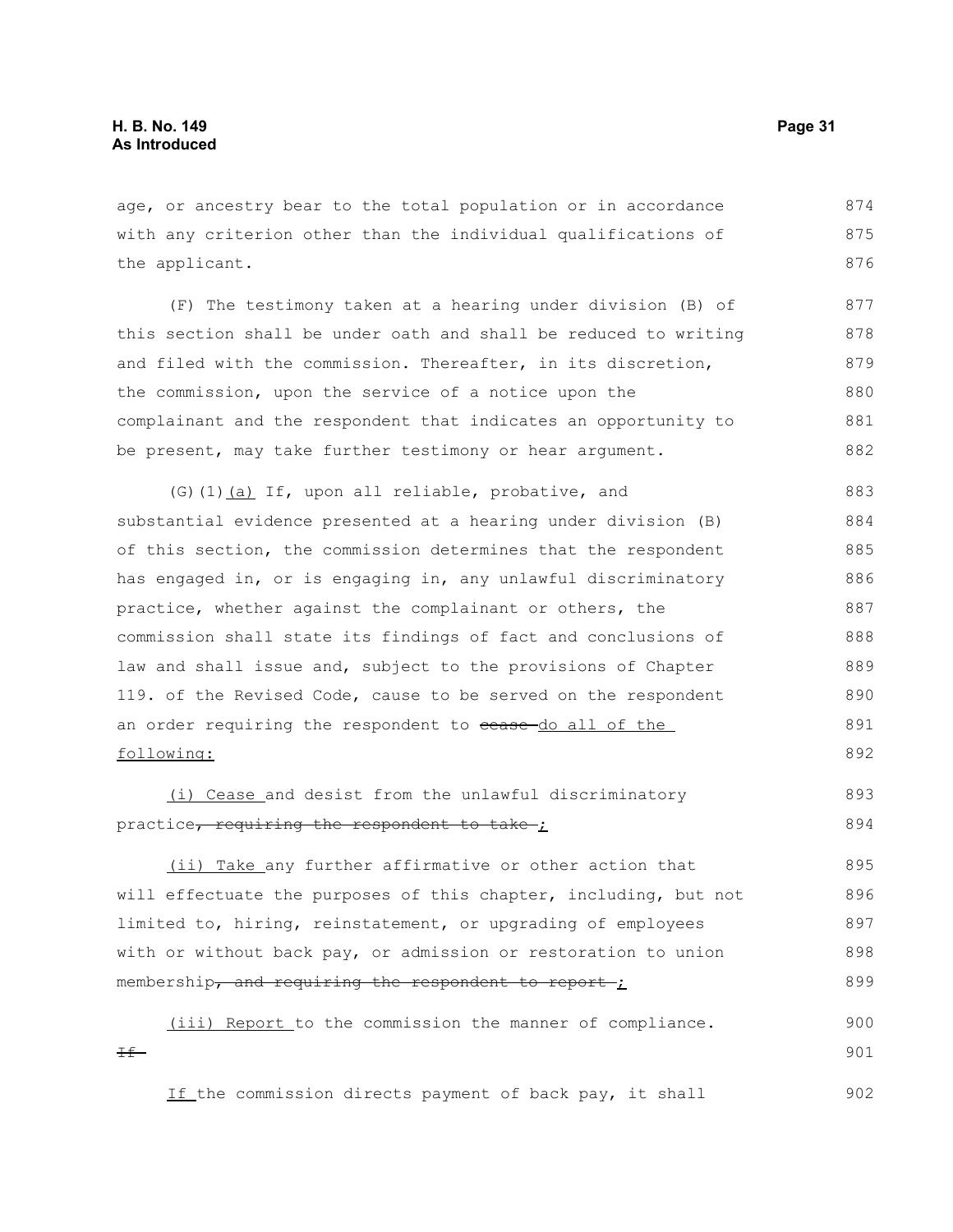age, or ancestry bear to the total population or in accordance with any criterion other than the individual qualifications of the applicant.

(F) The testimony taken at a hearing under division (B) of this section shall be under oath and shall be reduced to writing and filed with the commission. Thereafter, in its discretion, the commission, upon the service of a notice upon the complainant and the respondent that indicates an opportunity to be present, may take further testimony or hear argument.

(G)(1)(a) If, upon all reliable, probative, and substantial evidence presented at a hearing under division (B) of this section, the commission determines that the respondent has engaged in, or is engaging in, any unlawful discriminatory practice, whether against the complainant or others, the commission shall state its findings of fact and conclusions of law and shall issue and, subject to the provisions of Chapter 119. of the Revised Code, cause to be served on the respondent an order requiring the respondent to ~~cease~~ do all of the following:

(i) Cease and desist from the unlawful discriminatory practice~~, requiring the respondent to take~~ ;

(ii) Take any further affirmative or other action that will effectuate the purposes of this chapter, including, but not limited to, hiring, reinstatement, or upgrading of employees with or without back pay, or admission or restoration to union membership~~, and requiring the respondent to report~~ ;

(iii) Report to the commission the manner of compliance. ~~If~~

If the commission directs payment of back pay, it shall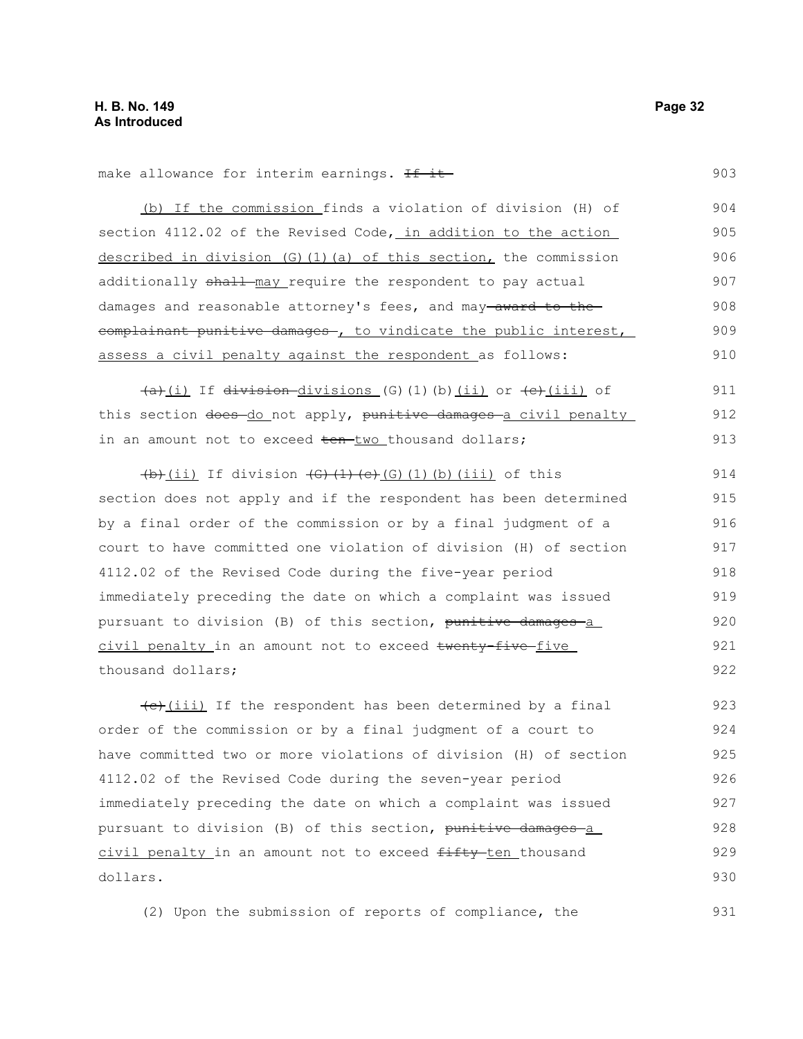make allowance for interim earnings. ~~If it~~

(b) If the commission finds a violation of division (H) of section 4112.02 of the Revised Code, in addition to the action described in division (G)(1)(a) of this section, the commission additionally ~~shall~~ may require the respondent to pay actual damages and reasonable attorney's fees, and may ~~award to the complainant punitive damages~~ , to vindicate the public interest, assess a civil penalty against the respondent as follows:

~~(a)~~(i) If ~~division~~ divisions (G)(1)(b)(ii) or ~~(c)~~(iii) of this section ~~does~~ do not apply, ~~punitive damages~~ a civil penalty in an amount not to exceed ~~ten~~ two thousand dollars;

~~(b)~~(ii) If division ~~(G)(1)(c)~~(G)(1)(b)(iii) of this section does not apply and if the respondent has been determined by a final order of the commission or by a final judgment of a court to have committed one violation of division (H) of section 4112.02 of the Revised Code during the five-year period immediately preceding the date on which a complaint was issued pursuant to division (B) of this section, ~~punitive damages~~ a civil penalty in an amount not to exceed ~~twenty-five~~ five thousand dollars;

~~(c)~~(iii) If the respondent has been determined by a final order of the commission or by a final judgment of a court to have committed two or more violations of division (H) of section 4112.02 of the Revised Code during the seven-year period immediately preceding the date on which a complaint was issued pursuant to division (B) of this section, ~~punitive damages~~ a civil penalty in an amount not to exceed ~~fifty~~ ten thousand dollars.

(2) Upon the submission of reports of compliance, the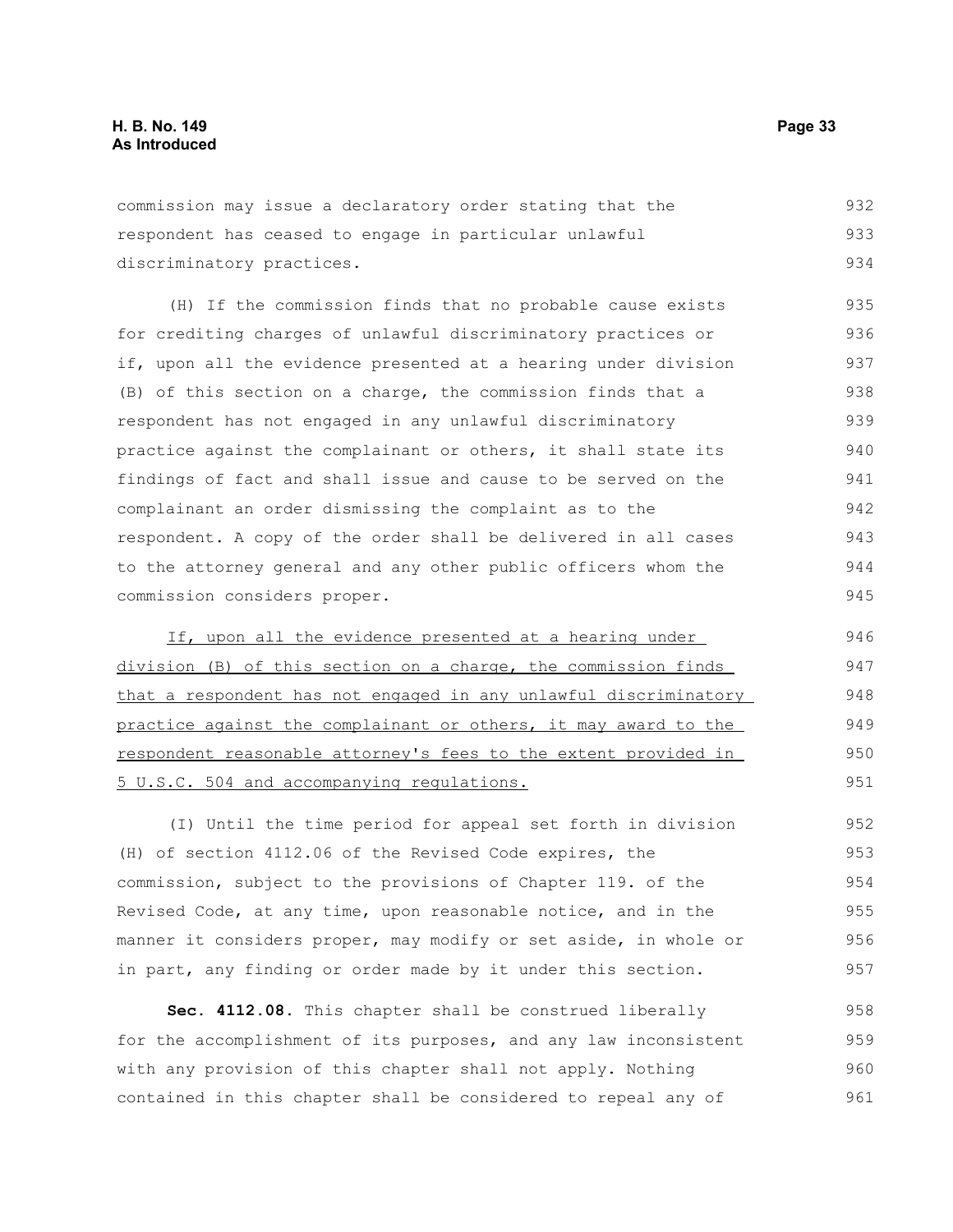commission may issue a declaratory order stating that the respondent has ceased to engage in particular unlawful discriminatory practices.

(H) If the commission finds that no probable cause exists for crediting charges of unlawful discriminatory practices or if, upon all the evidence presented at a hearing under division (B) of this section on a charge, the commission finds that a respondent has not engaged in any unlawful discriminatory practice against the complainant or others, it shall state its findings of fact and shall issue and cause to be served on the complainant an order dismissing the complaint as to the respondent. A copy of the order shall be delivered in all cases to the attorney general and any other public officers whom the commission considers proper.

<u>If, upon all the evidence presented at a hearing under division (B) of this section on a charge, the commission finds that a respondent has not engaged in any unlawful discriminatory practice against the complainant or others, it may award to the respondent reasonable attorney's fees to the extent provided in 5 U.S.C. 504 and accompanying regulations.</u>

(I) Until the time period for appeal set forth in division (H) of section 4112.06 of the Revised Code expires, the commission, subject to the provisions of Chapter 119. of the Revised Code, at any time, upon reasonable notice, and in the manner it considers proper, may modify or set aside, in whole or in part, any finding or order made by it under this section.

**Sec. 4112.08.** This chapter shall be construed liberally for the accomplishment of its purposes, and any law inconsistent with any provision of this chapter shall not apply. Nothing contained in this chapter shall be considered to repeal any of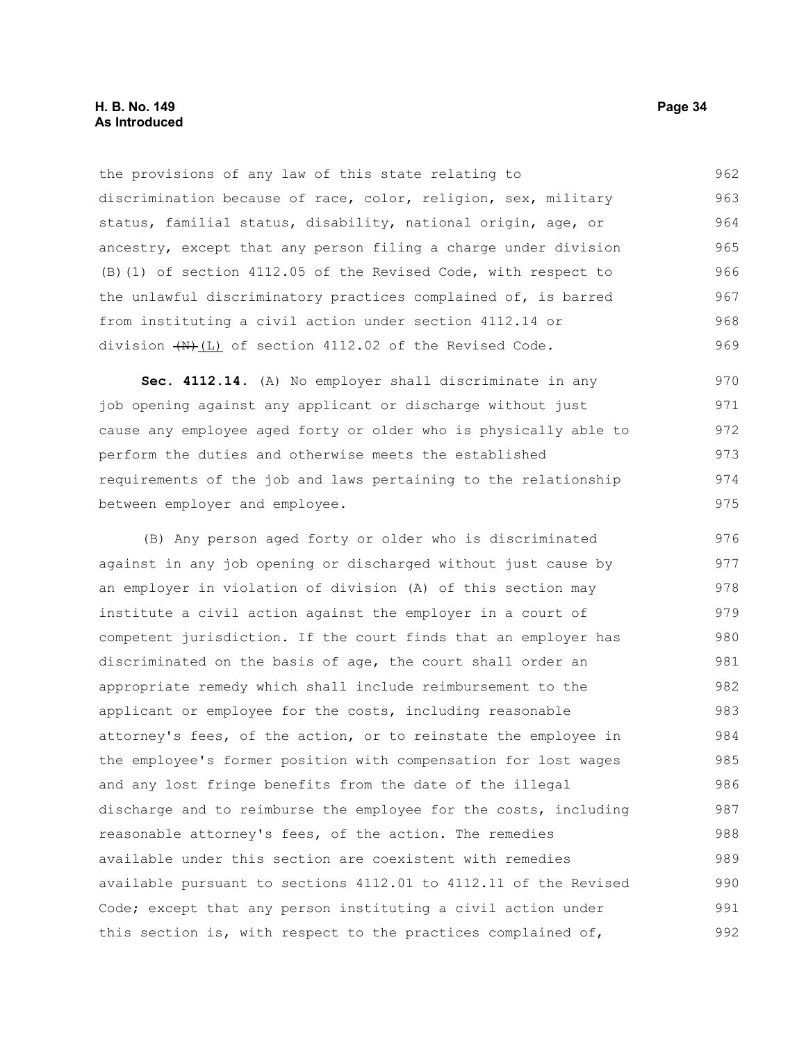the provisions of any law of this state relating to discrimination because of race, color, religion, sex, military status, familial status, disability, national origin, age, or ancestry, except that any person filing a charge under division (B)(1) of section 4112.05 of the Revised Code, with respect to the unlawful discriminatory practices complained of, is barred from instituting a civil action under section 4112.14 or division ~~(N)~~ (L) of section 4112.02 of the Revised Code.

**Sec. 4112.14.** (A) No employer shall discriminate in any job opening against any applicant or discharge without just cause any employee aged forty or older who is physically able to perform the duties and otherwise meets the established requirements of the job and laws pertaining to the relationship between employer and employee.

(B) Any person aged forty or older who is discriminated against in any job opening or discharged without just cause by an employer in violation of division (A) of this section may institute a civil action against the employer in a court of competent jurisdiction. If the court finds that an employer has discriminated on the basis of age, the court shall order an appropriate remedy which shall include reimbursement to the applicant or employee for the costs, including reasonable attorney's fees, of the action, or to reinstate the employee in the employee's former position with compensation for lost wages and any lost fringe benefits from the date of the illegal discharge and to reimburse the employee for the costs, including reasonable attorney's fees, of the action. The remedies available under this section are coexistent with remedies available pursuant to sections 4112.01 to 4112.11 of the Revised Code; except that any person instituting a civil action under this section is, with respect to the practices complained of,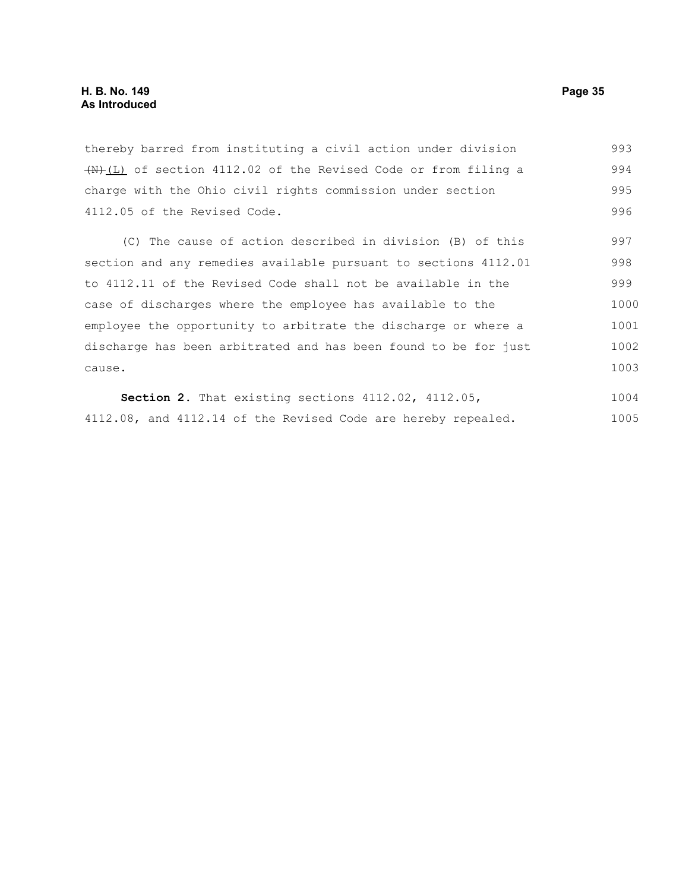thereby barred from instituting a civil action under division ~~(N)~~ (L) of section 4112.02 of the Revised Code or from filing a charge with the Ohio civil rights commission under section 4112.05 of the Revised Code.

(C) The cause of action described in division (B) of this section and any remedies available pursuant to sections 4112.01 to 4112.11 of the Revised Code shall not be available in the case of discharges where the employee has available to the employee the opportunity to arbitrate the discharge or where a discharge has been arbitrated and has been found to be for just cause.

**Section 2.** That existing sections 4112.02, 4112.05, 4112.08, and 4112.14 of the Revised Code are hereby repealed.